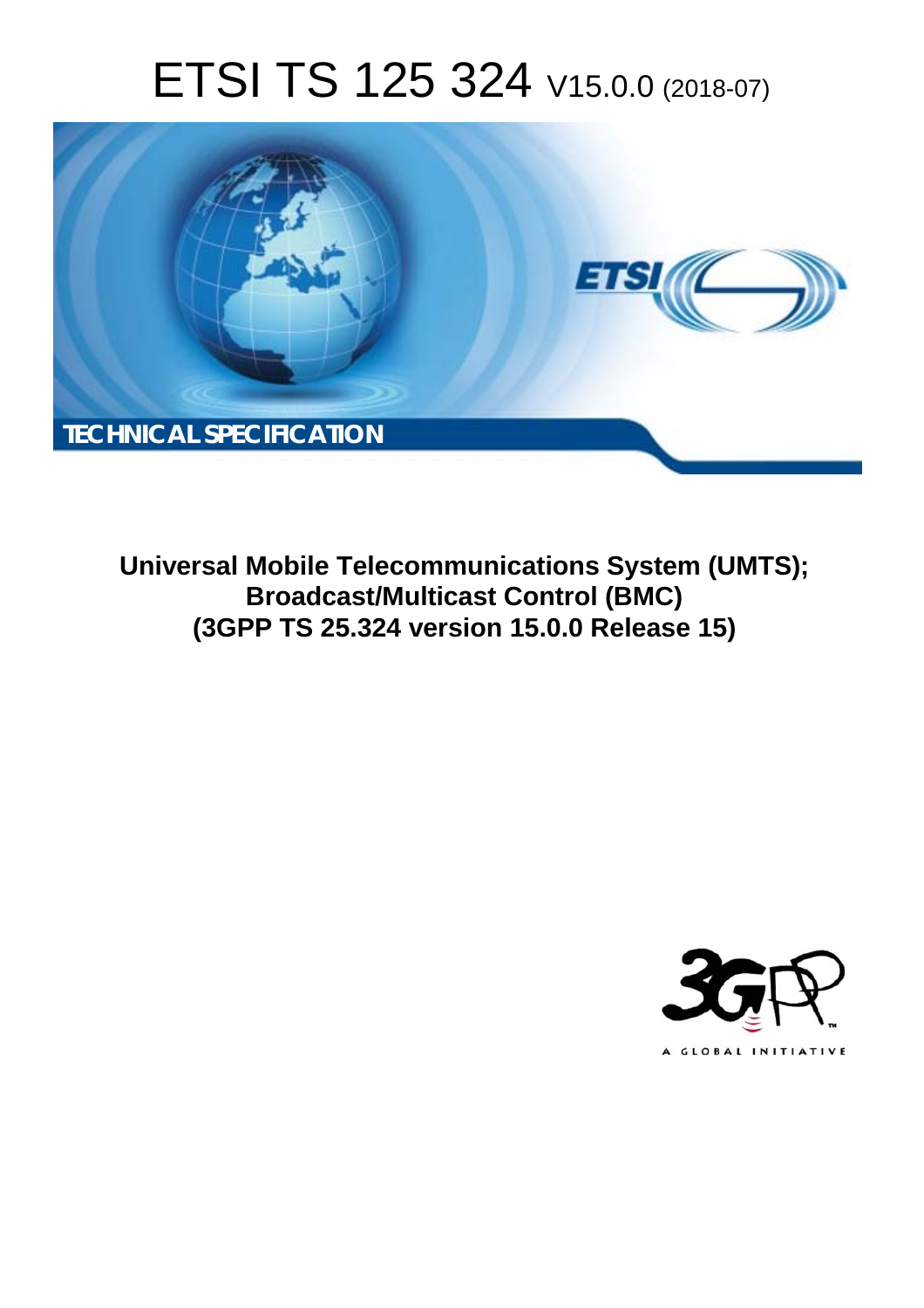# ETSI TS 125 324 V15.0.0 (2018-07)

TECHNICAL SPECIFICATION

**Universal Mobile Telecommunications System (UMTS); Broadcast/Multicast Control (BMC) (3GPP TS 25.324 version 15.0.0 Release 15)**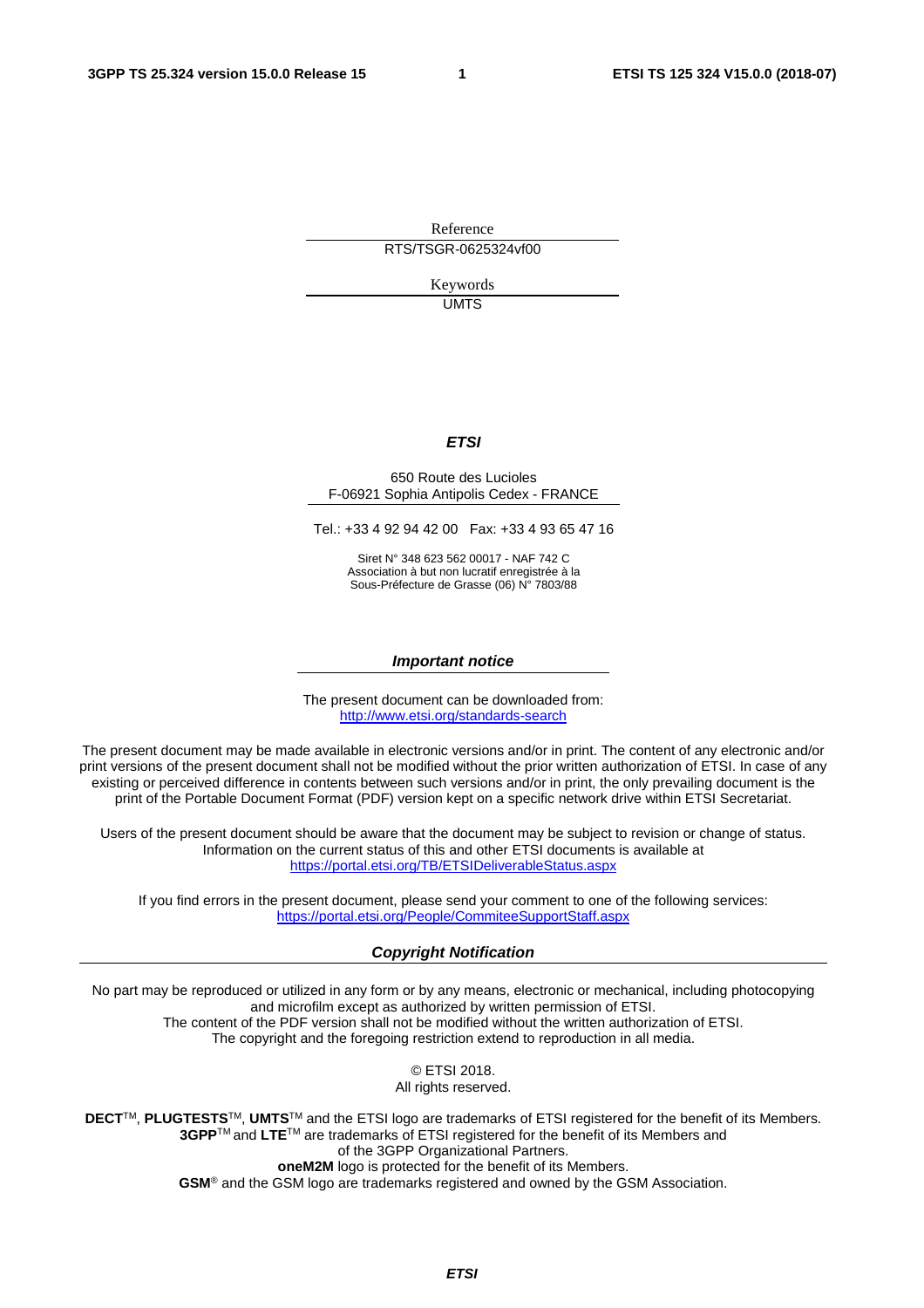Reference

RTS/TSGR-0625324vf00

Keywords

UMTS

***ETSI***

650 Route des Lucioles
F-06921 Sophia Antipolis Cedex - FRANCE

Tel.: +33 4 92 94 42 00   Fax: +33 4 93 65 47 16

Siret N° 348 623 562 00017 - NAF 742 C
Association à but non lucratif enregistrée à la
Sous-Préfecture de Grasse (06) N° 7803/88

***Important notice***

The present document can be downloaded from:
http://www.etsi.org/standards-search

The present document may be made available in electronic versions and/or in print. The content of any electronic and/or print versions of the present document shall not be modified without the prior written authorization of ETSI. In case of any existing or perceived difference in contents between such versions and/or in print, the only prevailing document is the print of the Portable Document Format (PDF) version kept on a specific network drive within ETSI Secretariat.

Users of the present document should be aware that the document may be subject to revision or change of status. Information on the current status of this and other ETSI documents is available at
https://portal.etsi.org/TB/ETSIDeliverableStatus.aspx

If you find errors in the present document, please send your comment to one of the following services:
https://portal.etsi.org/People/CommiteeSupportStaff.aspx

***Copyright Notification***

No part may be reproduced or utilized in any form or by any means, electronic or mechanical, including photocopying and microfilm except as authorized by written permission of ETSI.
The content of the PDF version shall not be modified without the written authorization of ETSI.
The copyright and the foregoing restriction extend to reproduction in all media.

© ETSI 2018.
All rights reserved.

**DECT**™, **PLUGTESTS**™, **UMTS**™ and the ETSI logo are trademarks of ETSI registered for the benefit of its Members.
**3GPP**™ and **LTE**™ are trademarks of ETSI registered for the benefit of its Members and
of the 3GPP Organizational Partners.
**oneM2M** logo is protected for the benefit of its Members.
**GSM**® and the GSM logo are trademarks registered and owned by the GSM Association.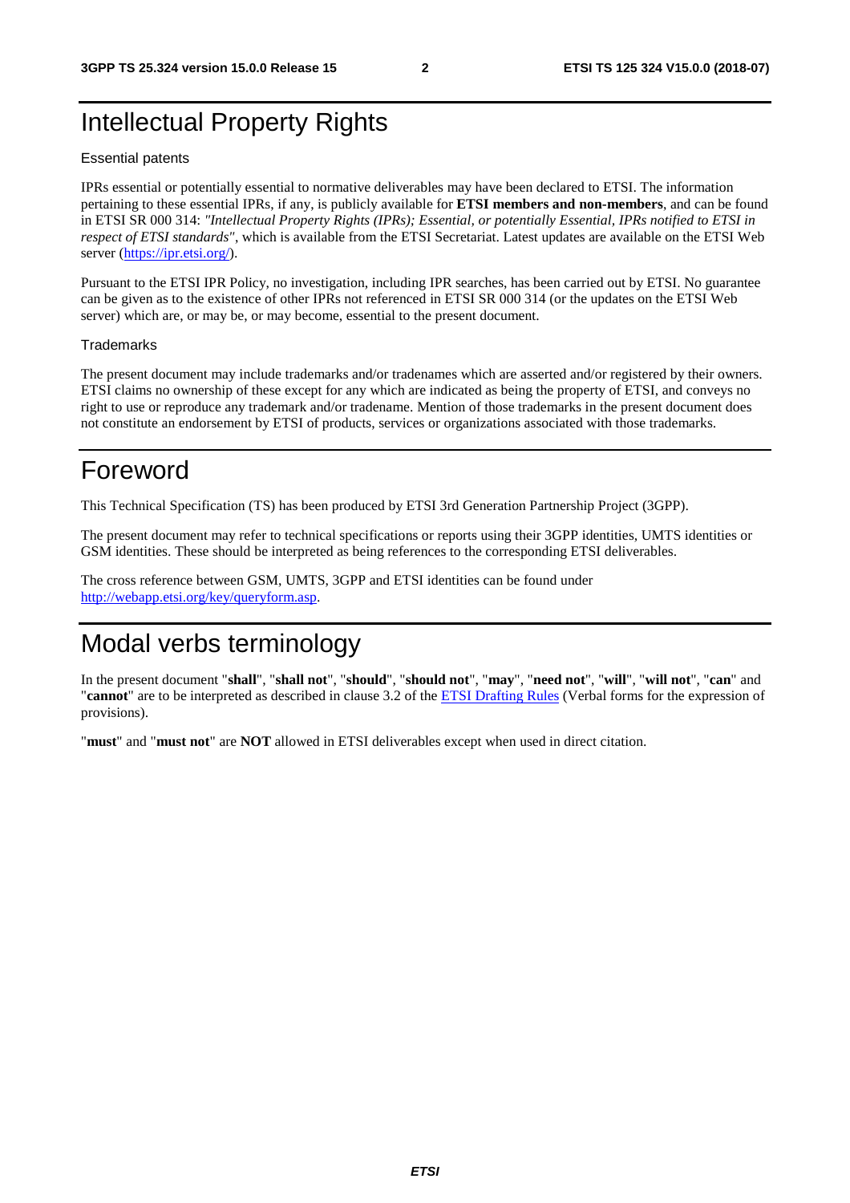# Intellectual Property Rights

Essential patents

IPRs essential or potentially essential to normative deliverables may have been declared to ETSI. The information pertaining to these essential IPRs, if any, is publicly available for **ETSI members and non-members**, and can be found in ETSI SR 000 314: *"Intellectual Property Rights (IPRs); Essential, or potentially Essential, IPRs notified to ETSI in respect of ETSI standards"*, which is available from the ETSI Secretariat. Latest updates are available on the ETSI Web server (https://ipr.etsi.org/).

Pursuant to the ETSI IPR Policy, no investigation, including IPR searches, has been carried out by ETSI. No guarantee can be given as to the existence of other IPRs not referenced in ETSI SR 000 314 (or the updates on the ETSI Web server) which are, or may be, or may become, essential to the present document.

Trademarks

The present document may include trademarks and/or tradenames which are asserted and/or registered by their owners. ETSI claims no ownership of these except for any which are indicated as being the property of ETSI, and conveys no right to use or reproduce any trademark and/or tradename. Mention of those trademarks in the present document does not constitute an endorsement by ETSI of products, services or organizations associated with those trademarks.

# Foreword

This Technical Specification (TS) has been produced by ETSI 3rd Generation Partnership Project (3GPP).

The present document may refer to technical specifications or reports using their 3GPP identities, UMTS identities or GSM identities. These should be interpreted as being references to the corresponding ETSI deliverables.

The cross reference between GSM, UMTS, 3GPP and ETSI identities can be found under http://webapp.etsi.org/key/queryform.asp.

# Modal verbs terminology

In the present document "**shall**", "**shall not**", "**should**", "**should not**", "**may**", "**need not**", "**will**", "**will not**", "**can**" and "**cannot**" are to be interpreted as described in clause 3.2 of the ETSI Drafting Rules (Verbal forms for the expression of provisions).

"**must**" and "**must not**" are **NOT** allowed in ETSI deliverables except when used in direct citation.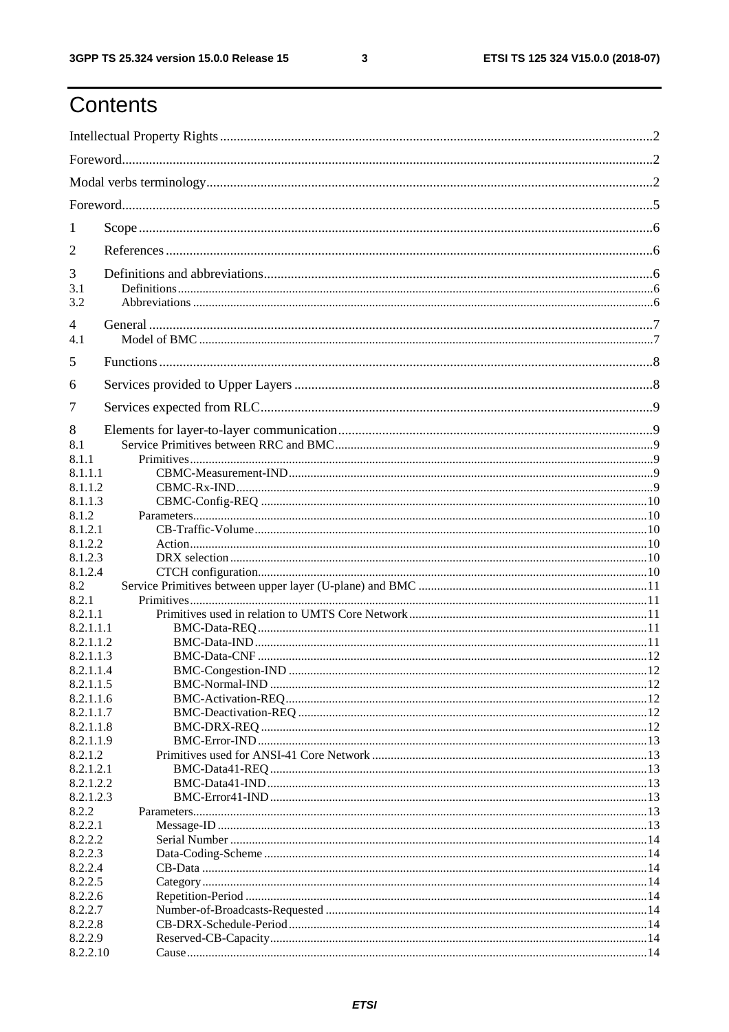# Contents

Intellectual Property Rights ........................................................ 2

Foreword ........................................................ 2

Modal verbs terminology ........................................................ 2

Foreword ........................................................ 5

1 Scope ........................................................ 6

2 References ........................................................ 6

3 Definitions and abbreviations ........................................................ 6

3.1 Definitions ........................................................ 6

3.2 Abbreviations ........................................................ 6

4 General ........................................................ 7

4.1 Model of BMC ........................................................ 7

5 Functions ........................................................ 8

6 Services provided to Upper Layers ........................................................ 8

7 Services expected from RLC ........................................................ 9

8 Elements for layer-to-layer communication ........................................................ 9

8.1 Service Primitives between RRC and BMC ........................................................ 9

8.1.1 Primitives ........................................................ 9

8.1.1.1 CBMC-Measurement-IND ........................................................ 9

8.1.1.2 CBMC-Rx-IND ........................................................ 9

8.1.1.3 CBMC-Config-REQ ........................................................ 10

8.1.2 Parameters ........................................................ 10

8.1.2.1 CB-Traffic-Volume ........................................................ 10

8.1.2.2 Action ........................................................ 10

8.1.2.3 DRX selection ........................................................ 10

8.1.2.4 CTCH configuration ........................................................ 10

8.2 Service Primitives between upper layer (U-plane) and BMC ........................................................ 11

8.2.1 Primitives ........................................................ 11

8.2.1.1 Primitives used in relation to UMTS Core Network ........................................................ 11

8.2.1.1.1 BMC-Data-REQ ........................................................ 11

8.2.1.1.2 BMC-Data-IND ........................................................ 11

8.2.1.1.3 BMC-Data-CNF ........................................................ 12

8.2.1.1.4 BMC-Congestion-IND ........................................................ 12

8.2.1.1.5 BMC-Normal-IND ........................................................ 12

8.2.1.1.6 BMC-Activation-REQ ........................................................ 12

8.2.1.1.7 BMC-Deactivation-REQ ........................................................ 12

8.2.1.1.8 BMC-DRX-REQ ........................................................ 12

8.2.1.1.9 BMC-Error-IND ........................................................ 13

8.2.1.2 Primitives used for ANSI-41 Core Network ........................................................ 13

8.2.1.2.1 BMC-Data41-REQ ........................................................ 13

8.2.1.2.2 BMC-Data41-IND ........................................................ 13

8.2.1.2.3 BMC-Error41-IND ........................................................ 13

8.2.2 Parameters ........................................................ 13

8.2.2.1 Message-ID ........................................................ 13

8.2.2.2 Serial Number ........................................................ 14

8.2.2.3 Data-Coding-Scheme ........................................................ 14

8.2.2.4 CB-Data ........................................................ 14

8.2.2.5 Category ........................................................ 14

8.2.2.6 Repetition-Period ........................................................ 14

8.2.2.7 Number-of-Broadcasts-Requested ........................................................ 14

8.2.2.8 CB-DRX-Schedule-Period ........................................................ 14

8.2.2.9 Reserved-CB-Capacity ........................................................ 14

8.2.2.10 Cause ........................................................ 14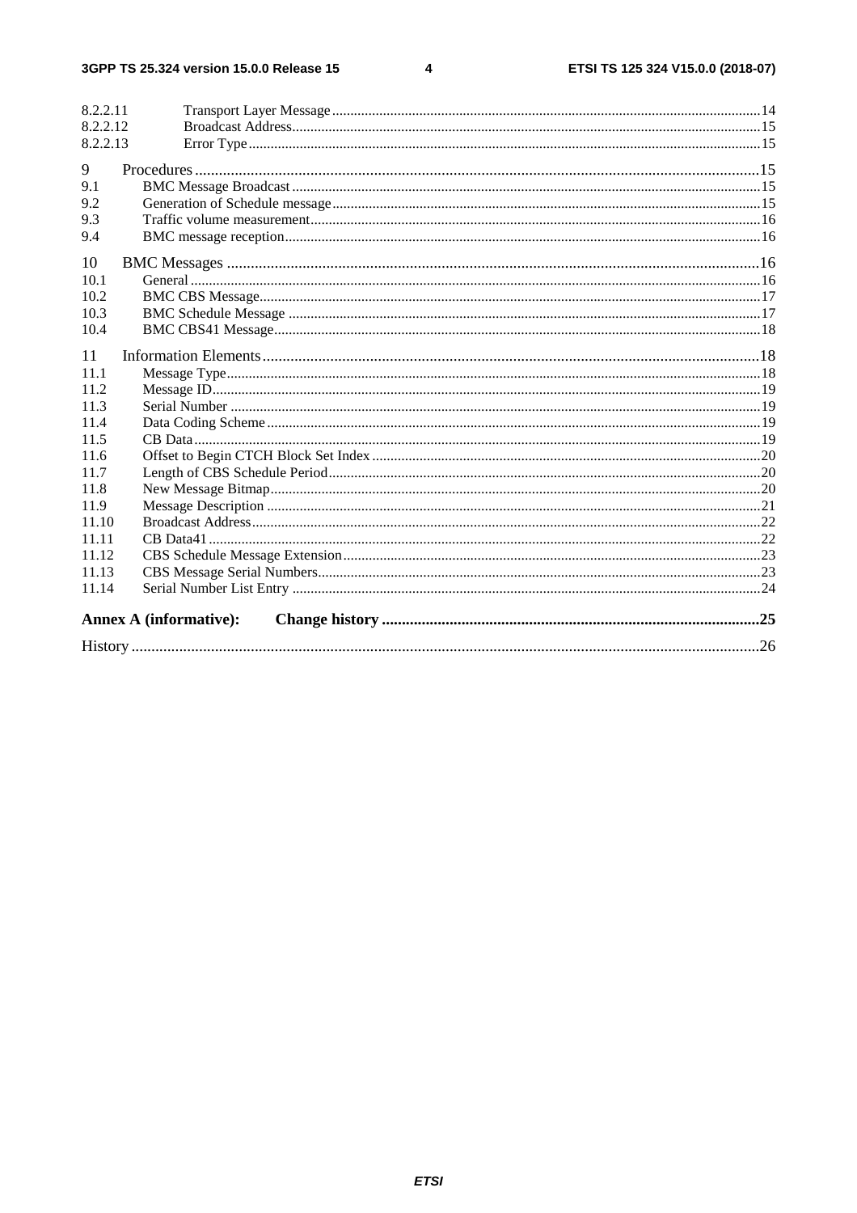8.2.2.11 Transport Layer Message ....14
8.2.2.12 Broadcast Address ....15
8.2.2.13 Error Type ....15

9 Procedures ....15
9.1 BMC Message Broadcast ....15
9.2 Generation of Schedule message ....15
9.3 Traffic volume measurement ....16
9.4 BMC message reception ....16

10 BMC Messages ....16
10.1 General ....16
10.2 BMC CBS Message ....17
10.3 BMC Schedule Message ....17
10.4 BMC CBS41 Message ....18

11 Information Elements ....18
11.1 Message Type ....18
11.2 Message ID ....19
11.3 Serial Number ....19
11.4 Data Coding Scheme ....19
11.5 CB Data ....19
11.6 Offset to Begin CTCH Block Set Index ....20
11.7 Length of CBS Schedule Period ....20
11.8 New Message Bitmap ....20
11.9 Message Description ....21
11.10 Broadcast Address ....22
11.11 CB Data41 ....22
11.12 CBS Schedule Message Extension ....23
11.13 CBS Message Serial Numbers ....23
11.14 Serial Number List Entry ....24

**Annex A (informative): Change history ....25**

History ....26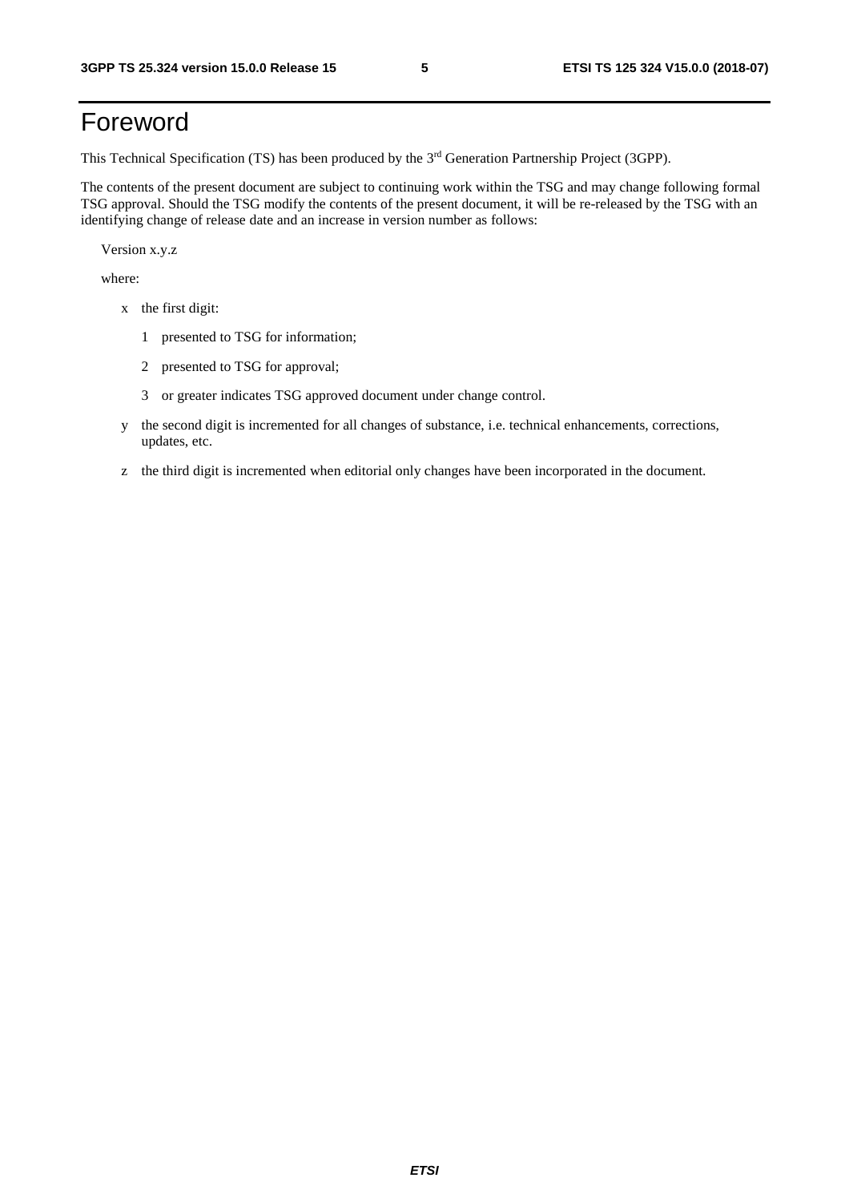# Foreword

This Technical Specification (TS) has been produced by the 3rd Generation Partnership Project (3GPP).

The contents of the present document are subject to continuing work within the TSG and may change following formal TSG approval. Should the TSG modify the contents of the present document, it will be re-released by the TSG with an identifying change of release date and an increase in version number as follows:

Version x.y.z

where:

- x the first digit:
  - 1 presented to TSG for information;
  - 2 presented to TSG for approval;
  - 3 or greater indicates TSG approved document under change control.
- y the second digit is incremented for all changes of substance, i.e. technical enhancements, corrections, updates, etc.
- z the third digit is incremented when editorial only changes have been incorporated in the document.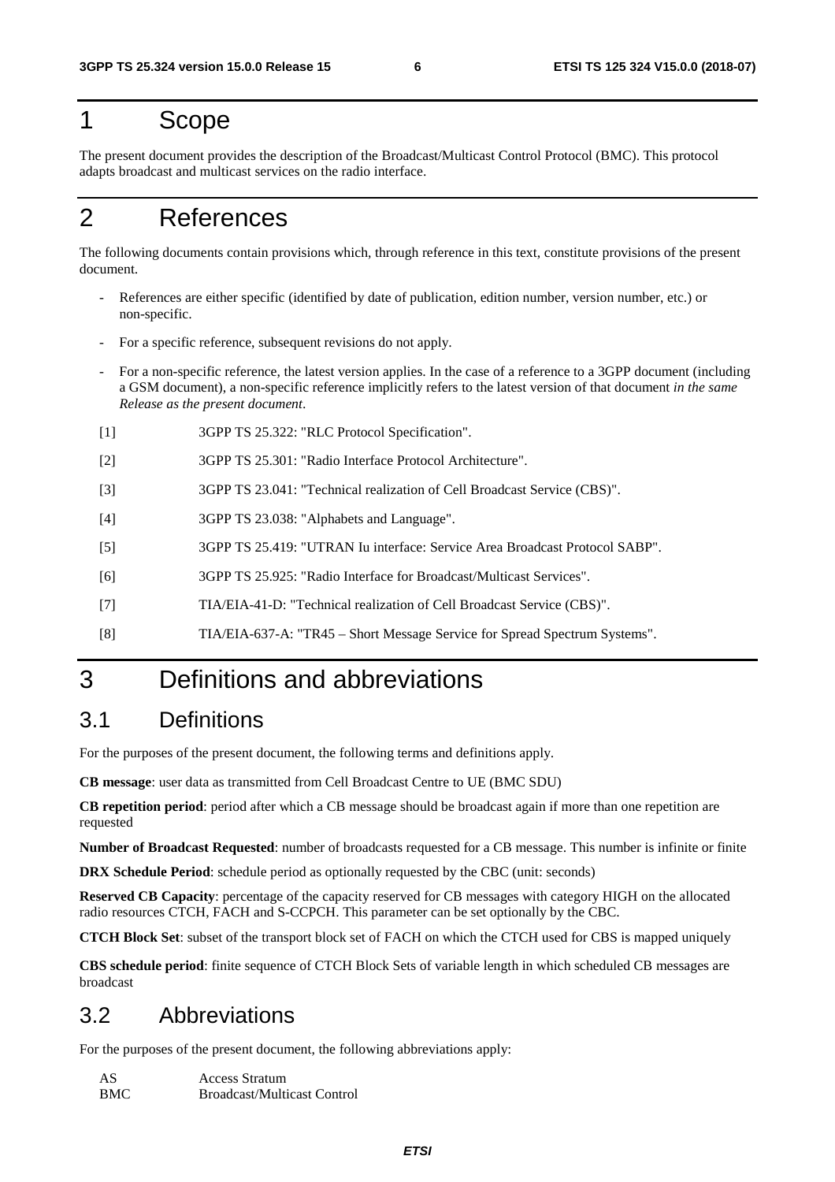# 1 Scope

The present document provides the description of the Broadcast/Multicast Control Protocol (BMC). This protocol adapts broadcast and multicast services on the radio interface.

# 2 References

The following documents contain provisions which, through reference in this text, constitute provisions of the present document.

- References are either specific (identified by date of publication, edition number, version number, etc.) or non-specific.
- For a specific reference, subsequent revisions do not apply.
- For a non-specific reference, the latest version applies. In the case of a reference to a 3GPP document (including a GSM document), a non-specific reference implicitly refers to the latest version of that document *in the same Release as the present document*.

[1] 3GPP TS 25.322: "RLC Protocol Specification".

[2] 3GPP TS 25.301: "Radio Interface Protocol Architecture".

[3] 3GPP TS 23.041: "Technical realization of Cell Broadcast Service (CBS)".

[4] 3GPP TS 23.038: "Alphabets and Language".

[5] 3GPP TS 25.419: "UTRAN Iu interface: Service Area Broadcast Protocol SABP".

[6] 3GPP TS 25.925: "Radio Interface for Broadcast/Multicast Services".

[7] TIA/EIA-41-D: "Technical realization of Cell Broadcast Service (CBS)".

[8] TIA/EIA-637-A: "TR45 – Short Message Service for Spread Spectrum Systems".

# 3 Definitions and abbreviations

## 3.1 Definitions

For the purposes of the present document, the following terms and definitions apply.

**CB message**: user data as transmitted from Cell Broadcast Centre to UE (BMC SDU)

**CB repetition period**: period after which a CB message should be broadcast again if more than one repetition are requested

**Number of Broadcast Requested**: number of broadcasts requested for a CB message. This number is infinite or finite

**DRX Schedule Period**: schedule period as optionally requested by the CBC (unit: seconds)

**Reserved CB Capacity**: percentage of the capacity reserved for CB messages with category HIGH on the allocated radio resources CTCH, FACH and S-CCPCH. This parameter can be set optionally by the CBC.

**CTCH Block Set**: subset of the transport block set of FACH on which the CTCH used for CBS is mapped uniquely

**CBS schedule period**: finite sequence of CTCH Block Sets of variable length in which scheduled CB messages are broadcast

## 3.2 Abbreviations

For the purposes of the present document, the following abbreviations apply:

AS Access Stratum
BMC Broadcast/Multicast Control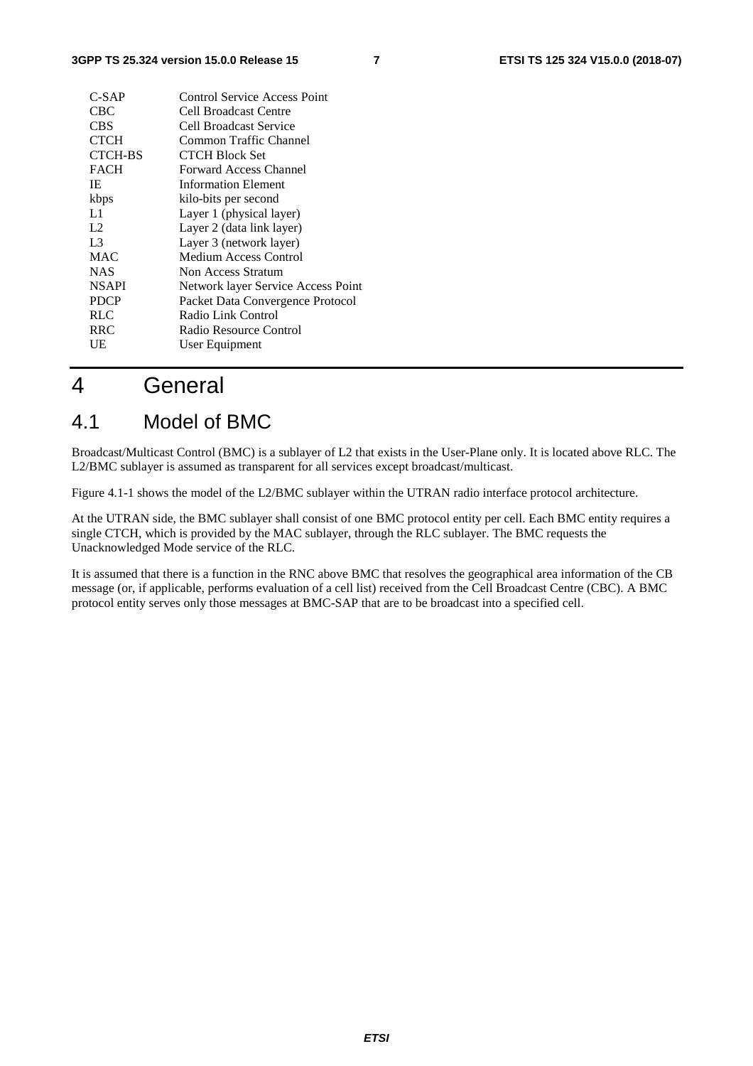| | |
|---|---|
| C-SAP | Control Service Access Point |
| CBC | Cell Broadcast Centre |
| CBS | Cell Broadcast Service |
| CTCH | Common Traffic Channel |
| CTCH-BS | CTCH Block Set |
| FACH | Forward Access Channel |
| IE | Information Element |
| kbps | kilo-bits per second |
| L1 | Layer 1 (physical layer) |
| L2 | Layer 2 (data link layer) |
| L3 | Layer 3 (network layer) |
| MAC | Medium Access Control |
| NAS | Non Access Stratum |
| NSAPI | Network layer Service Access Point |
| PDCP | Packet Data Convergence Protocol |
| RLC | Radio Link Control |
| RRC | Radio Resource Control |
| UE | User Equipment |

# 4 General

## 4.1 Model of BMC

Broadcast/Multicast Control (BMC) is a sublayer of L2 that exists in the User-Plane only. It is located above RLC. The L2/BMC sublayer is assumed as transparent for all services except broadcast/multicast.

Figure 4.1-1 shows the model of the L2/BMC sublayer within the UTRAN radio interface protocol architecture.

At the UTRAN side, the BMC sublayer shall consist of one BMC protocol entity per cell. Each BMC entity requires a single CTCH, which is provided by the MAC sublayer, through the RLC sublayer. The BMC requests the Unacknowledged Mode service of the RLC.

It is assumed that there is a function in the RNC above BMC that resolves the geographical area information of the CB message (or, if applicable, performs evaluation of a cell list) received from the Cell Broadcast Centre (CBC). A BMC protocol entity serves only those messages at BMC-SAP that are to be broadcast into a specified cell.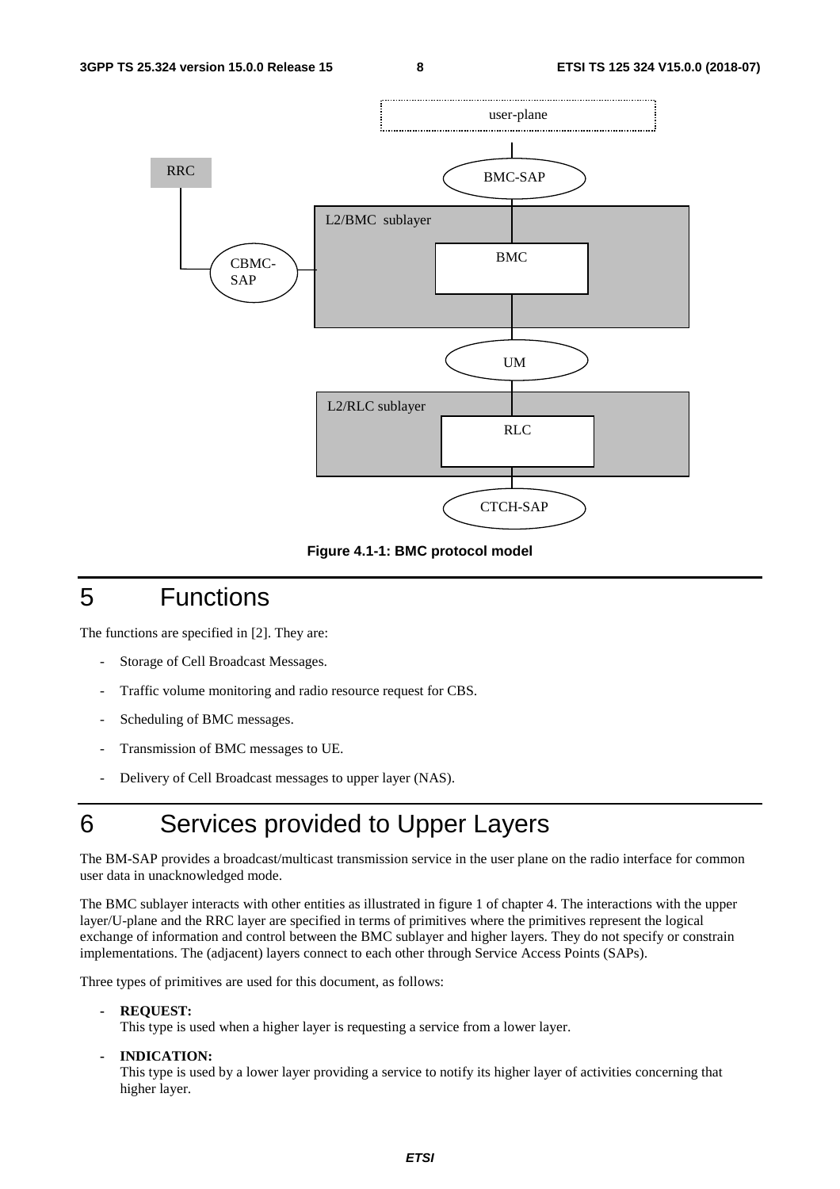Figure 4.1-1: BMC protocol model

# 5 Functions

The functions are specified in [2]. They are:

- Storage of Cell Broadcast Messages.
- Traffic volume monitoring and radio resource request for CBS.
- Scheduling of BMC messages.
- Transmission of BMC messages to UE.
- Delivery of Cell Broadcast messages to upper layer (NAS).

# 6 Services provided to Upper Layers

The BM-SAP provides a broadcast/multicast transmission service in the user plane on the radio interface for common user data in unacknowledged mode.

The BMC sublayer interacts with other entities as illustrated in figure 1 of chapter 4. The interactions with the upper layer/U-plane and the RRC layer are specified in terms of primitives where the primitives represent the logical exchange of information and control between the BMC sublayer and higher layers. They do not specify or constrain implementations. The (adjacent) layers connect to each other through Service Access Points (SAPs).

Three types of primitives are used for this document, as follows:

- **REQUEST:**
  This type is used when a higher layer is requesting a service from a lower layer.

- **INDICATION:**
  This type is used by a lower layer providing a service to notify its higher layer of activities concerning that higher layer.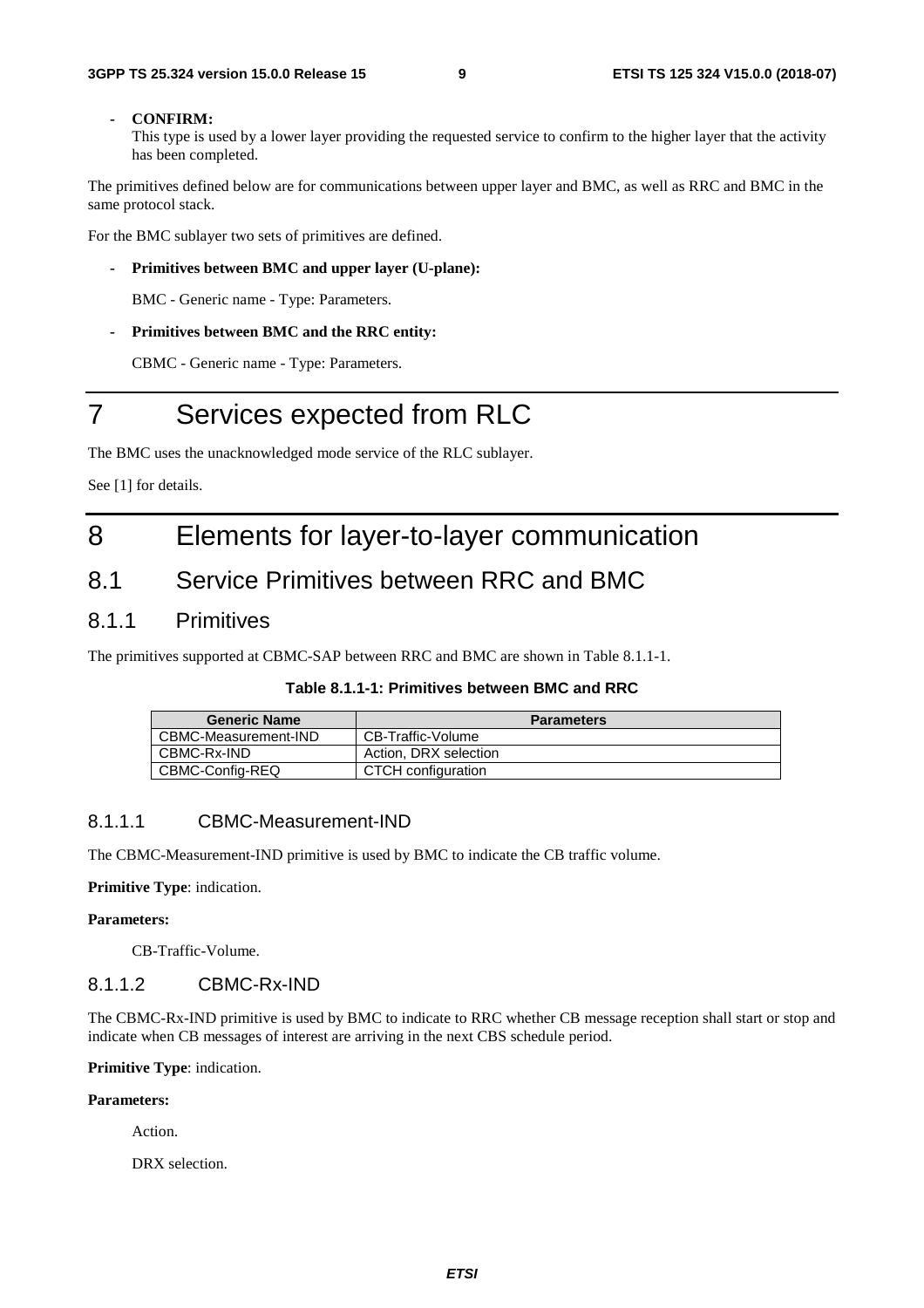- **CONFIRM:**
  This type is used by a lower layer providing the requested service to confirm to the higher layer that the activity has been completed.

The primitives defined below are for communications between upper layer and BMC, as well as RRC and BMC in the same protocol stack.

For the BMC sublayer two sets of primitives are defined.

- **Primitives between BMC and upper layer (U-plane):**

  BMC - Generic name - Type: Parameters.

- **Primitives between BMC and the RRC entity:**

  CBMC - Generic name - Type: Parameters.

# 7 Services expected from RLC

The BMC uses the unacknowledged mode service of the RLC sublayer.

See [1] for details.

# 8 Elements for layer-to-layer communication

## 8.1 Service Primitives between RRC and BMC

### 8.1.1 Primitives

The primitives supported at CBMC-SAP between RRC and BMC are shown in Table 8.1.1-1.

**Table 8.1.1-1: Primitives between BMC and RRC**

| Generic Name | Parameters |
|---|---|
| CBMC-Measurement-IND | CB-Traffic-Volume |
| CBMC-Rx-IND | Action, DRX selection |
| CBMC-Config-REQ | CTCH configuration |

#### 8.1.1.1 CBMC-Measurement-IND

The CBMC-Measurement-IND primitive is used by BMC to indicate the CB traffic volume.

**Primitive Type**: indication.

**Parameters:**

CB-Traffic-Volume.

#### 8.1.1.2 CBMC-Rx-IND

The CBMC-Rx-IND primitive is used by BMC to indicate to RRC whether CB message reception shall start or stop and indicate when CB messages of interest are arriving in the next CBS schedule period.

**Primitive Type**: indication.

**Parameters:**

Action.

DRX selection.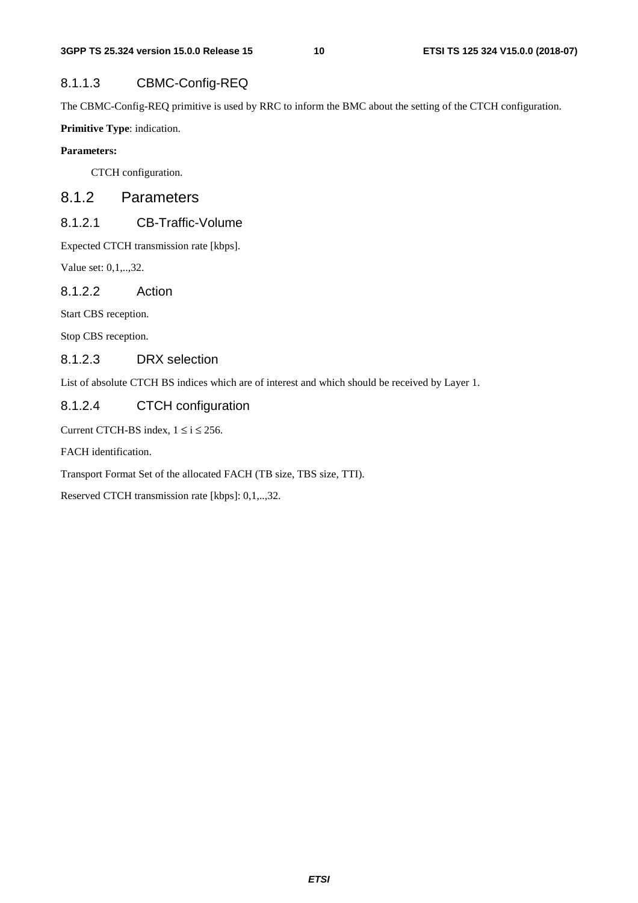#### 8.1.1.3 CBMC-Config-REQ

The CBMC-Config-REQ primitive is used by RRC to inform the BMC about the setting of the CTCH configuration.

**Primitive Type**: indication.

**Parameters:**

CTCH configuration.

### 8.1.2 Parameters

#### 8.1.2.1 CB-Traffic-Volume

Expected CTCH transmission rate [kbps].

Value set: 0,1,..,32.

#### 8.1.2.2 Action

Start CBS reception.

Stop CBS reception.

#### 8.1.2.3 DRX selection

List of absolute CTCH BS indices which are of interest and which should be received by Layer 1.

#### 8.1.2.4 CTCH configuration

Current CTCH-BS index, $1 \leq i \leq 256$.

FACH identification.

Transport Format Set of the allocated FACH (TB size, TBS size, TTI).

Reserved CTCH transmission rate [kbps]: 0,1,..,32.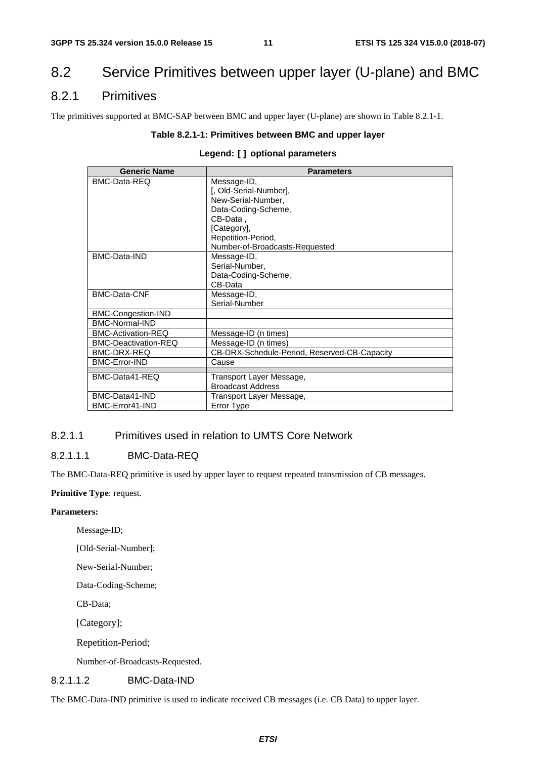## 8.2 Service Primitives between upper layer (U-plane) and BMC

### 8.2.1 Primitives

The primitives supported at BMC-SAP between BMC and upper layer (U-plane) are shown in Table 8.2.1-1.

**Table 8.2.1-1: Primitives between BMC and upper layer**

**Legend: [ ] optional parameters**

| Generic Name | Parameters |
|---|---|
| BMC-Data-REQ | Message-ID,<br>[, Old-Serial-Number],<br>New-Serial-Number,<br>Data-Coding-Scheme,<br>CB-Data ,<br>[Category],<br>Repetition-Period,<br>Number-of-Broadcasts-Requested |
| BMC-Data-IND | Message-ID,<br>Serial-Number,<br>Data-Coding-Scheme,<br>CB-Data |
| BMC-Data-CNF | Message-ID,<br>Serial-Number |
| BMC-Congestion-IND | |
| BMC-Normal-IND | |
| BMC-Activation-REQ | Message-ID (n times) |
| BMC-Deactivation-REQ | Message-ID (n times) |
| BMC-DRX-REQ | CB-DRX-Schedule-Period, Reserved-CB-Capacity |
| BMC-Error-IND | Cause |
| | |
| BMC-Data41-REQ | Transport Layer Message,<br>Broadcast Address |
| BMC-Data41-IND | Transport Layer Message, |
| BMC-Error41-IND | Error Type |

#### 8.2.1.1 Primitives used in relation to UMTS Core Network

##### 8.2.1.1.1 BMC-Data-REQ

The BMC-Data-REQ primitive is used by upper layer to request repeated transmission of CB messages.

**Primitive Type**: request.

**Parameters:**

Message-ID;

[Old-Serial-Number];

New-Serial-Number;

Data-Coding-Scheme;

CB-Data;

[Category];

Repetition-Period;

Number-of-Broadcasts-Requested.

##### 8.2.1.1.2 BMC-Data-IND

The BMC-Data-IND primitive is used to indicate received CB messages (i.e. CB Data) to upper layer.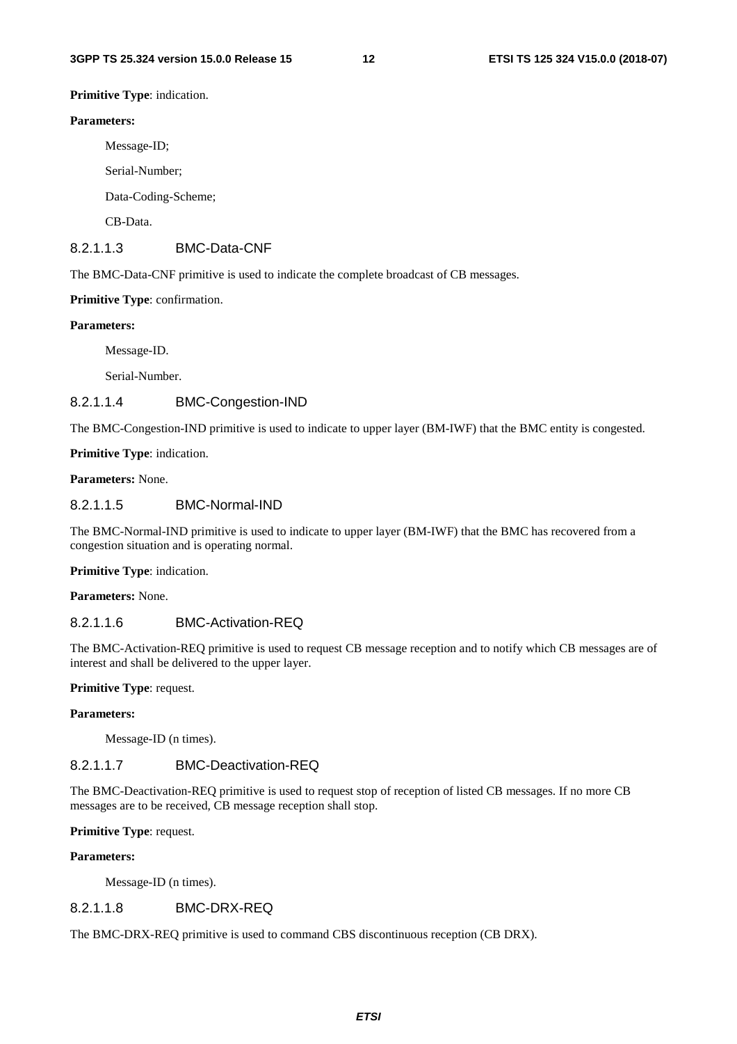**Primitive Type**: indication.

**Parameters:**

Message-ID;

Serial-Number;

Data-Coding-Scheme;

CB-Data.

#### 8.2.1.1.3 BMC-Data-CNF

The BMC-Data-CNF primitive is used to indicate the complete broadcast of CB messages.

**Primitive Type**: confirmation.

**Parameters:**

Message-ID.

Serial-Number.

#### 8.2.1.1.4 BMC-Congestion-IND

The BMC-Congestion-IND primitive is used to indicate to upper layer (BM-IWF) that the BMC entity is congested.

**Primitive Type**: indication.

**Parameters:** None.

#### 8.2.1.1.5 BMC-Normal-IND

The BMC-Normal-IND primitive is used to indicate to upper layer (BM-IWF) that the BMC has recovered from a congestion situation and is operating normal.

**Primitive Type**: indication.

**Parameters:** None.

#### 8.2.1.1.6 BMC-Activation-REQ

The BMC-Activation-REQ primitive is used to request CB message reception and to notify which CB messages are of interest and shall be delivered to the upper layer.

**Primitive Type**: request.

**Parameters:**

Message-ID (n times).

#### 8.2.1.1.7 BMC-Deactivation-REQ

The BMC-Deactivation-REQ primitive is used to request stop of reception of listed CB messages. If no more CB messages are to be received, CB message reception shall stop.

**Primitive Type**: request.

**Parameters:**

Message-ID (n times).

#### 8.2.1.1.8 BMC-DRX-REQ

The BMC-DRX-REQ primitive is used to command CBS discontinuous reception (CB DRX).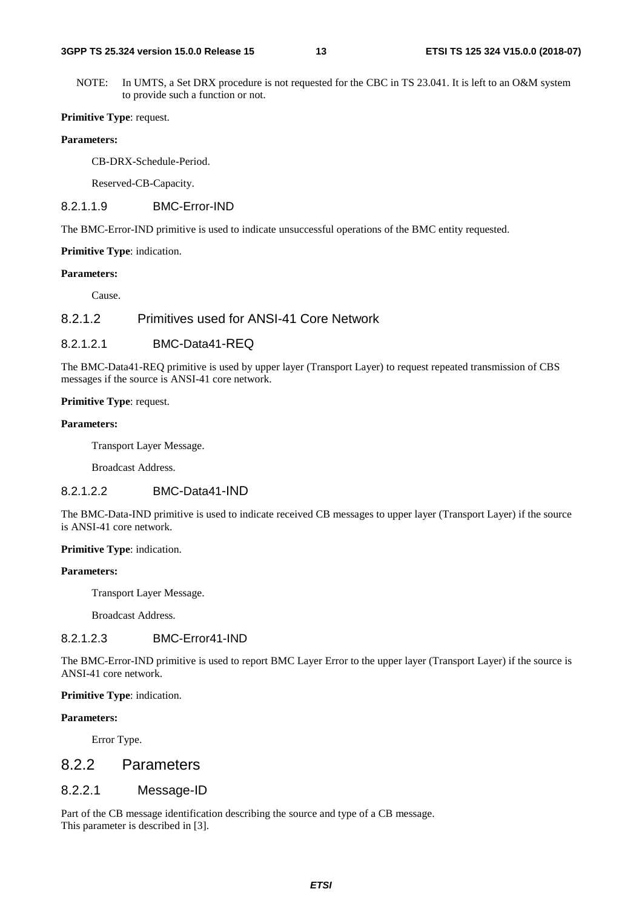NOTE: In UMTS, a Set DRX procedure is not requested for the CBC in TS 23.041. It is left to an O&M system to provide such a function or not.

**Primitive Type**: request.

**Parameters:**

CB-DRX-Schedule-Period.

Reserved-CB-Capacity.

##### 8.2.1.1.9 BMC-Error-IND

The BMC-Error-IND primitive is used to indicate unsuccessful operations of the BMC entity requested.

**Primitive Type**: indication.

**Parameters:**

Cause.

#### 8.2.1.2 Primitives used for ANSI-41 Core Network

##### 8.2.1.2.1 BMC-Data41-REQ

The BMC-Data41-REQ primitive is used by upper layer (Transport Layer) to request repeated transmission of CBS messages if the source is ANSI-41 core network.

**Primitive Type**: request.

**Parameters:**

Transport Layer Message.

Broadcast Address.

##### 8.2.1.2.2 BMC-Data41-IND

The BMC-Data-IND primitive is used to indicate received CB messages to upper layer (Transport Layer) if the source is ANSI-41 core network.

**Primitive Type**: indication.

**Parameters:**

Transport Layer Message.

Broadcast Address.

##### 8.2.1.2.3 BMC-Error41-IND

The BMC-Error-IND primitive is used to report BMC Layer Error to the upper layer (Transport Layer) if the source is ANSI-41 core network.

**Primitive Type**: indication.

**Parameters:**

Error Type.

## 8.2.2 Parameters

### 8.2.2.1 Message-ID

Part of the CB message identification describing the source and type of a CB message.
This parameter is described in [3].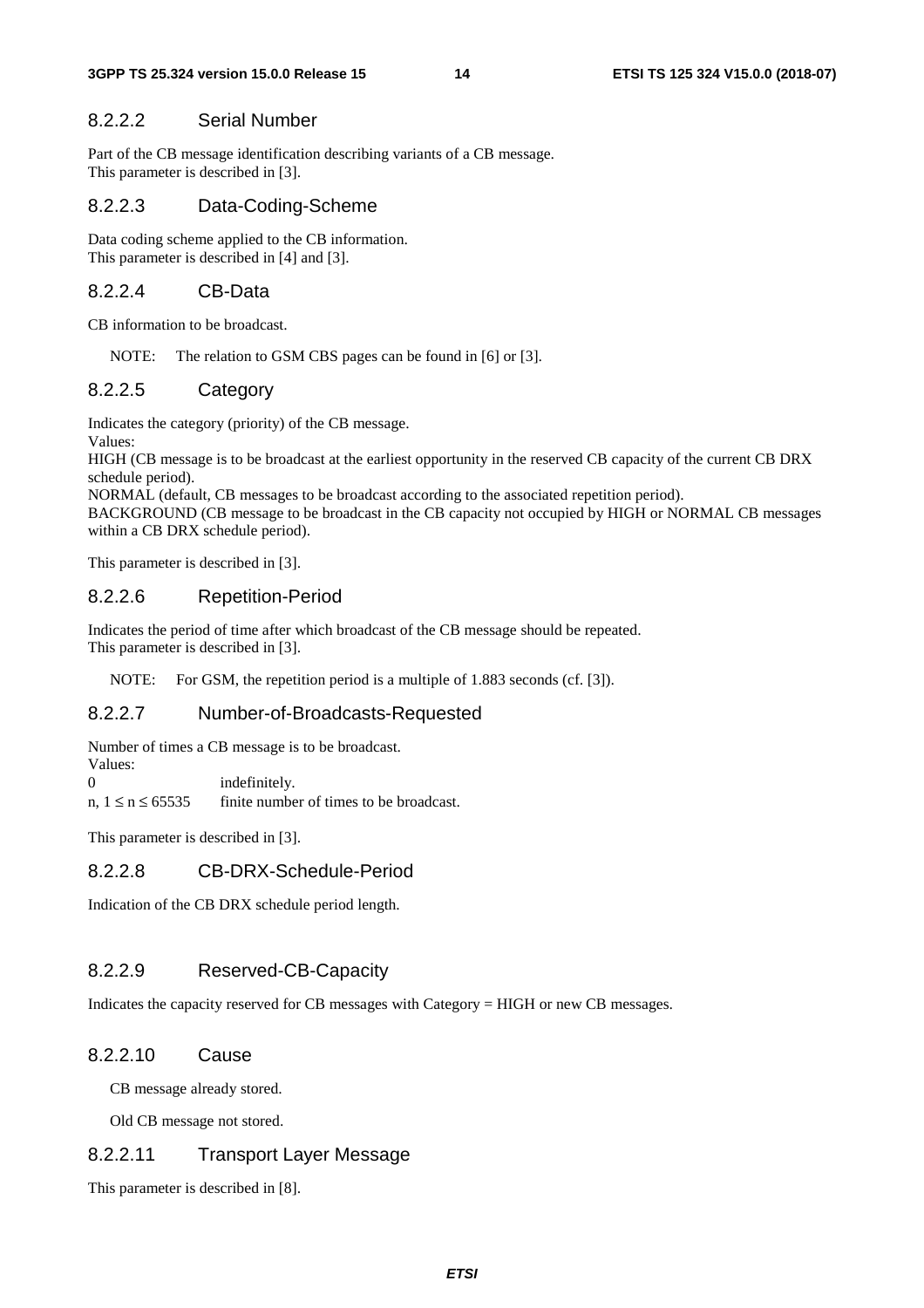#### 8.2.2.2 Serial Number

Part of the CB message identification describing variants of a CB message.
This parameter is described in [3].

#### 8.2.2.3 Data-Coding-Scheme

Data coding scheme applied to the CB information.
This parameter is described in [4] and [3].

#### 8.2.2.4 CB-Data

CB information to be broadcast.

NOTE: The relation to GSM CBS pages can be found in [6] or [3].

#### 8.2.2.5 Category

Indicates the category (priority) of the CB message.
Values:
HIGH (CB message is to be broadcast at the earliest opportunity in the reserved CB capacity of the current CB DRX schedule period).
NORMAL (default, CB messages to be broadcast according to the associated repetition period).
BACKGROUND (CB message to be broadcast in the CB capacity not occupied by HIGH or NORMAL CB messages within a CB DRX schedule period).

This parameter is described in [3].

#### 8.2.2.6 Repetition-Period

Indicates the period of time after which broadcast of the CB message should be repeated.
This parameter is described in [3].

NOTE: For GSM, the repetition period is a multiple of 1.883 seconds (cf. [3]).

#### 8.2.2.7 Number-of-Broadcasts-Requested

Number of times a CB message is to be broadcast.
Values:
0 indefinitely.
n, $1 \leq n \leq 65535$ finite number of times to be broadcast.

This parameter is described in [3].

#### 8.2.2.8 CB-DRX-Schedule-Period

Indication of the CB DRX schedule period length.

#### 8.2.2.9 Reserved-CB-Capacity

Indicates the capacity reserved for CB messages with Category = HIGH or new CB messages.

#### 8.2.2.10 Cause

CB message already stored.

Old CB message not stored.

#### 8.2.2.11 Transport Layer Message

This parameter is described in [8].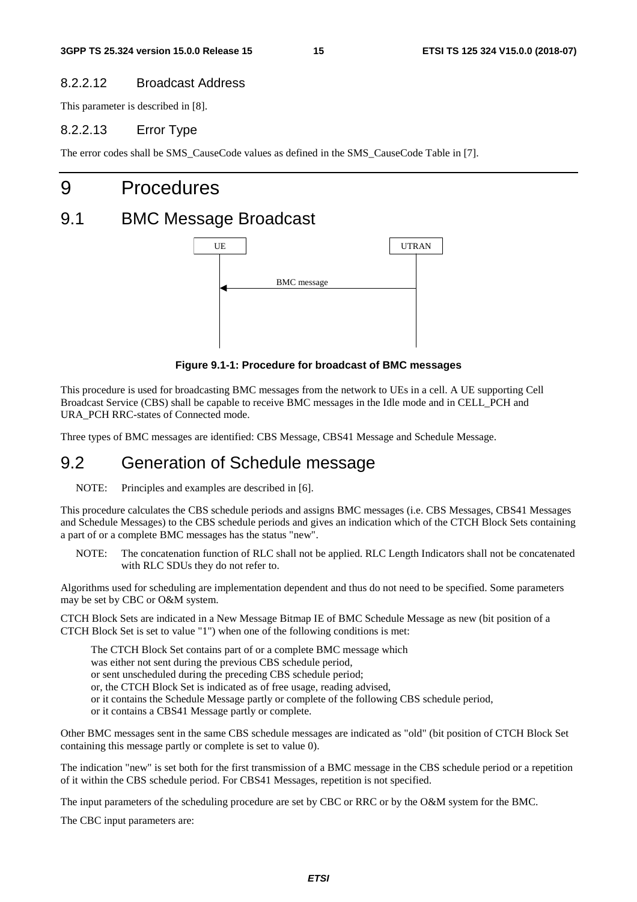#### 8.2.2.12 Broadcast Address

This parameter is described in [8].

#### 8.2.2.13 Error Type

The error codes shall be SMS_CauseCode values as defined in the SMS_CauseCode Table in [7].

# 9 Procedures

## 9.1 BMC Message Broadcast

UE | UTRAN

BMC message

**Figure 9.1-1: Procedure for broadcast of BMC messages**

This procedure is used for broadcasting BMC messages from the network to UEs in a cell. A UE supporting Cell Broadcast Service (CBS) shall be capable to receive BMC messages in the Idle mode and in CELL_PCH and URA_PCH RRC-states of Connected mode.

Three types of BMC messages are identified: CBS Message, CBS41 Message and Schedule Message.

## 9.2 Generation of Schedule message

NOTE: Principles and examples are described in [6].

This procedure calculates the CBS schedule periods and assigns BMC messages (i.e. CBS Messages, CBS41 Messages and Schedule Messages) to the CBS schedule periods and gives an indication which of the CTCH Block Sets containing a part of or a complete BMC messages has the status "new".

NOTE: The concatenation function of RLC shall not be applied. RLC Length Indicators shall not be concatenated with RLC SDUs they do not refer to.

Algorithms used for scheduling are implementation dependent and thus do not need to be specified. Some parameters may be set by CBC or O&M system.

CTCH Block Sets are indicated in a New Message Bitmap IE of BMC Schedule Message as new (bit position of a CTCH Block Set is set to value "1") when one of the following conditions is met:

The CTCH Block Set contains part of or a complete BMC message which
was either not sent during the previous CBS schedule period,
or sent unscheduled during the preceding CBS schedule period;
or, the CTCH Block Set is indicated as of free usage, reading advised,
or it contains the Schedule Message partly or complete of the following CBS schedule period,
or it contains a CBS41 Message partly or complete.

Other BMC messages sent in the same CBS schedule messages are indicated as "old" (bit position of CTCH Block Set containing this message partly or complete is set to value 0).

The indication "new" is set both for the first transmission of a BMC message in the CBS schedule period or a repetition of it within the CBS schedule period. For CBS41 Messages, repetition is not specified.

The input parameters of the scheduling procedure are set by CBC or RRC or by the O&M system for the BMC.

The CBC input parameters are: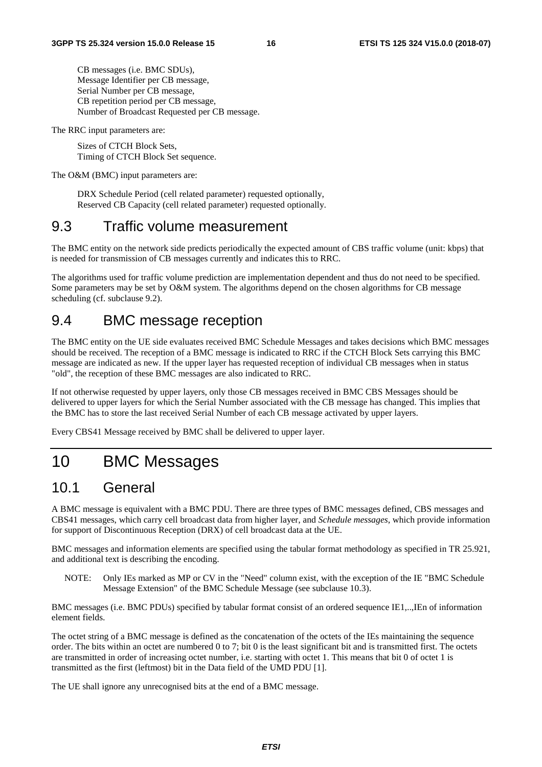CB messages (i.e. BMC SDUs),
Message Identifier per CB message,
Serial Number per CB message,
CB repetition period per CB message,
Number of Broadcast Requested per CB message.

The RRC input parameters are:

Sizes of CTCH Block Sets,
Timing of CTCH Block Set sequence.

The O&M (BMC) input parameters are:

DRX Schedule Period (cell related parameter) requested optionally,
Reserved CB Capacity (cell related parameter) requested optionally.

## 9.3 Traffic volume measurement

The BMC entity on the network side predicts periodically the expected amount of CBS traffic volume (unit: kbps) that is needed for transmission of CB messages currently and indicates this to RRC.

The algorithms used for traffic volume prediction are implementation dependent and thus do not need to be specified. Some parameters may be set by O&M system. The algorithms depend on the chosen algorithms for CB message scheduling (cf. subclause 9.2).

## 9.4 BMC message reception

The BMC entity on the UE side evaluates received BMC Schedule Messages and takes decisions which BMC messages should be received. The reception of a BMC message is indicated to RRC if the CTCH Block Sets carrying this BMC message are indicated as new. If the upper layer has requested reception of individual CB messages when in status "old", the reception of these BMC messages are also indicated to RRC.

If not otherwise requested by upper layers, only those CB messages received in BMC CBS Messages should be delivered to upper layers for which the Serial Number associated with the CB message has changed. This implies that the BMC has to store the last received Serial Number of each CB message activated by upper layers.

Every CBS41 Message received by BMC shall be delivered to upper layer.

# 10 BMC Messages

## 10.1 General

A BMC message is equivalent with a BMC PDU. There are three types of BMC messages defined, CBS messages and CBS41 messages, which carry cell broadcast data from higher layer, and *Schedule messages*, which provide information for support of Discontinuous Reception (DRX) of cell broadcast data at the UE.

BMC messages and information elements are specified using the tabular format methodology as specified in TR 25.921, and additional text is describing the encoding.

NOTE: Only IEs marked as MP or CV in the "Need" column exist, with the exception of the IE "BMC Schedule Message Extension" of the BMC Schedule Message (see subclause 10.3).

BMC messages (i.e. BMC PDUs) specified by tabular format consist of an ordered sequence IE1,..,IEn of information element fields.

The octet string of a BMC message is defined as the concatenation of the octets of the IEs maintaining the sequence order. The bits within an octet are numbered 0 to 7; bit 0 is the least significant bit and is transmitted first. The octets are transmitted in order of increasing octet number, i.e. starting with octet 1. This means that bit 0 of octet 1 is transmitted as the first (leftmost) bit in the Data field of the UMD PDU [1].

The UE shall ignore any unrecognised bits at the end of a BMC message.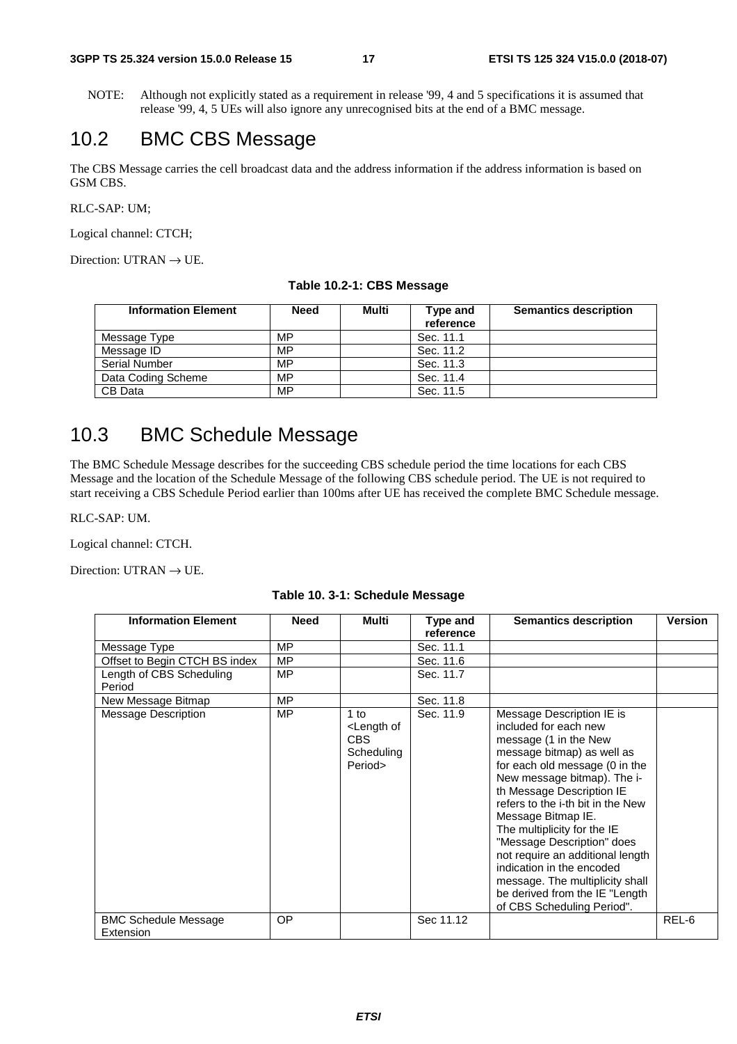NOTE: Although not explicitly stated as a requirement in release '99, 4 and 5 specifications it is assumed that release '99, 4, 5 UEs will also ignore any unrecognised bits at the end of a BMC message.

## 10.2 BMC CBS Message

The CBS Message carries the cell broadcast data and the address information if the address information is based on GSM CBS.

RLC-SAP: UM;

Logical channel: CTCH;

Direction: UTRAN → UE.

**Table 10.2-1: CBS Message**

| Information Element | Need | Multi | Type and reference | Semantics description |
|---|---|---|---|---|
| Message Type | MP | | Sec. 11.1 | |
| Message ID | MP | | Sec. 11.2 | |
| Serial Number | MP | | Sec. 11.3 | |
| Data Coding Scheme | MP | | Sec. 11.4 | |
| CB Data | MP | | Sec. 11.5 | |

## 10.3 BMC Schedule Message

The BMC Schedule Message describes for the succeeding CBS schedule period the time locations for each CBS Message and the location of the Schedule Message of the following CBS schedule period. The UE is not required to start receiving a CBS Schedule Period earlier than 100ms after UE has received the complete BMC Schedule message.

RLC-SAP: UM.

Logical channel: CTCH.

Direction: UTRAN → UE.

**Table 10. 3-1: Schedule Message**

| Information Element | Need | Multi | Type and reference | Semantics description | Version |
|---|---|---|---|---|---|
| Message Type | MP | | Sec. 11.1 | | |
| Offset to Begin CTCH BS index | MP | | Sec. 11.6 | | |
| Length of CBS Scheduling Period | MP | | Sec. 11.7 | | |
| New Message Bitmap | MP | | Sec. 11.8 | | |
| Message Description | MP | 1 to <Length of CBS Scheduling Period> | Sec. 11.9 | Message Description IE is included for each new message (1 in the New message bitmap) as well as for each old message (0 in the New message bitmap). The i-th Message Description IE refers to the i-th bit in the New Message Bitmap IE. The multiplicity for the IE "Message Description" does not require an additional length indication in the encoded message. The multiplicity shall be derived from the IE "Length of CBS Scheduling Period". | |
| BMC Schedule Message Extension | OP | | Sec 11.12 | | REL-6 |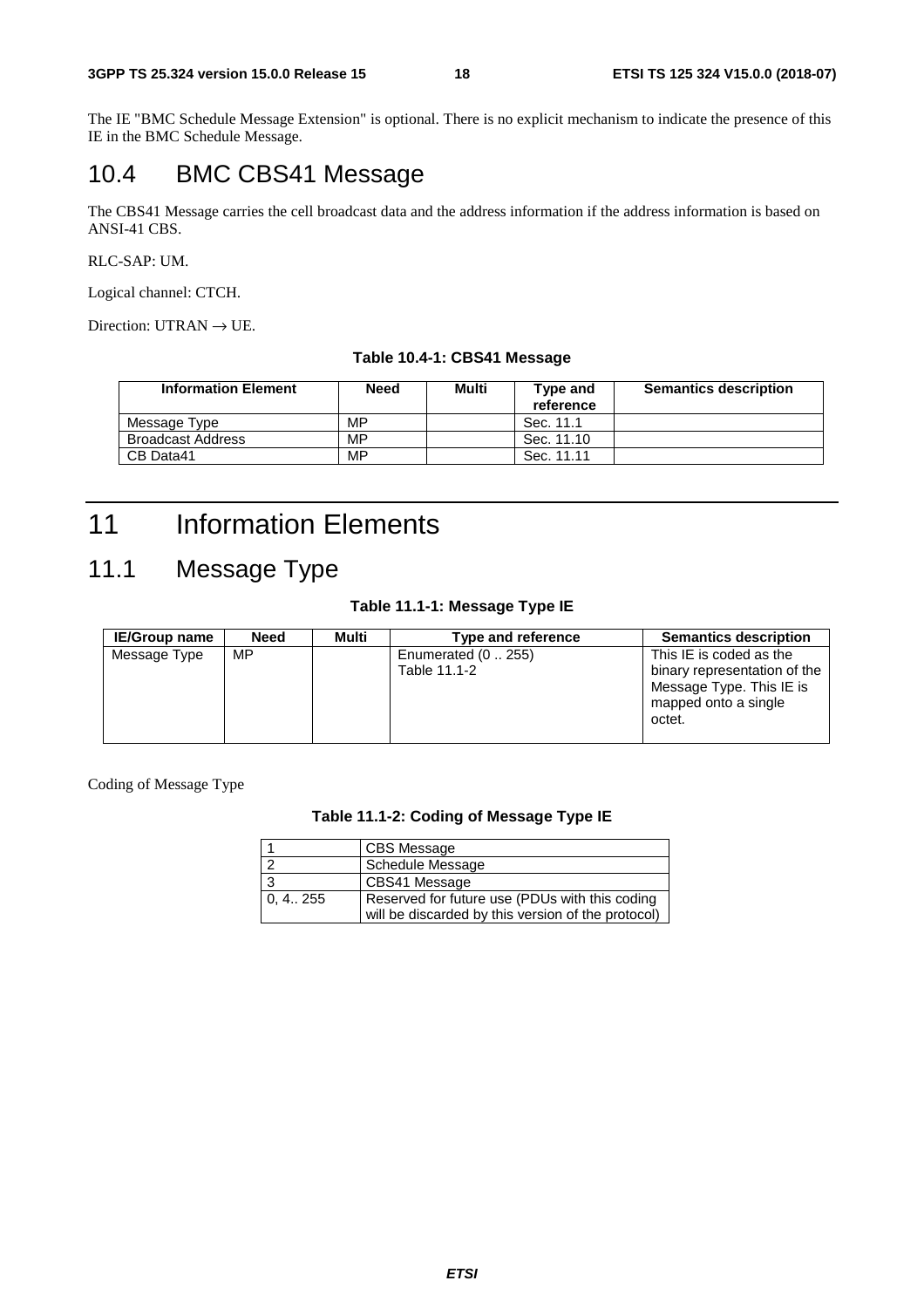The IE "BMC Schedule Message Extension" is optional. There is no explicit mechanism to indicate the presence of this IE in the BMC Schedule Message.

## 10.4 BMC CBS41 Message

The CBS41 Message carries the cell broadcast data and the address information if the address information is based on ANSI-41 CBS.

RLC-SAP: UM.

Logical channel: CTCH.

Direction: UTRAN → UE.

**Table 10.4-1: CBS41 Message**

| Information Element | Need | Multi | Type and reference | Semantics description |
|---|---|---|---|---|
| Message Type | MP | | Sec. 11.1 | |
| Broadcast Address | MP | | Sec. 11.10 | |
| CB Data41 | MP | | Sec. 11.11 | |

# 11 Information Elements

## 11.1 Message Type

**Table 11.1-1: Message Type IE**

| IE/Group name | Need | Multi | Type and reference | Semantics description |
|---|---|---|---|---|
| Message Type | MP | | Enumerated (0 .. 255) Table 11.1-2 | This IE is coded as the binary representation of the Message Type. This IE is mapped onto a single octet. |

Coding of Message Type

**Table 11.1-2: Coding of Message Type IE**

| | |
|---|---|
| 1 | CBS Message |
| 2 | Schedule Message |
| 3 | CBS41 Message |
| 0, 4.. 255 | Reserved for future use (PDUs with this coding will be discarded by this version of the protocol) |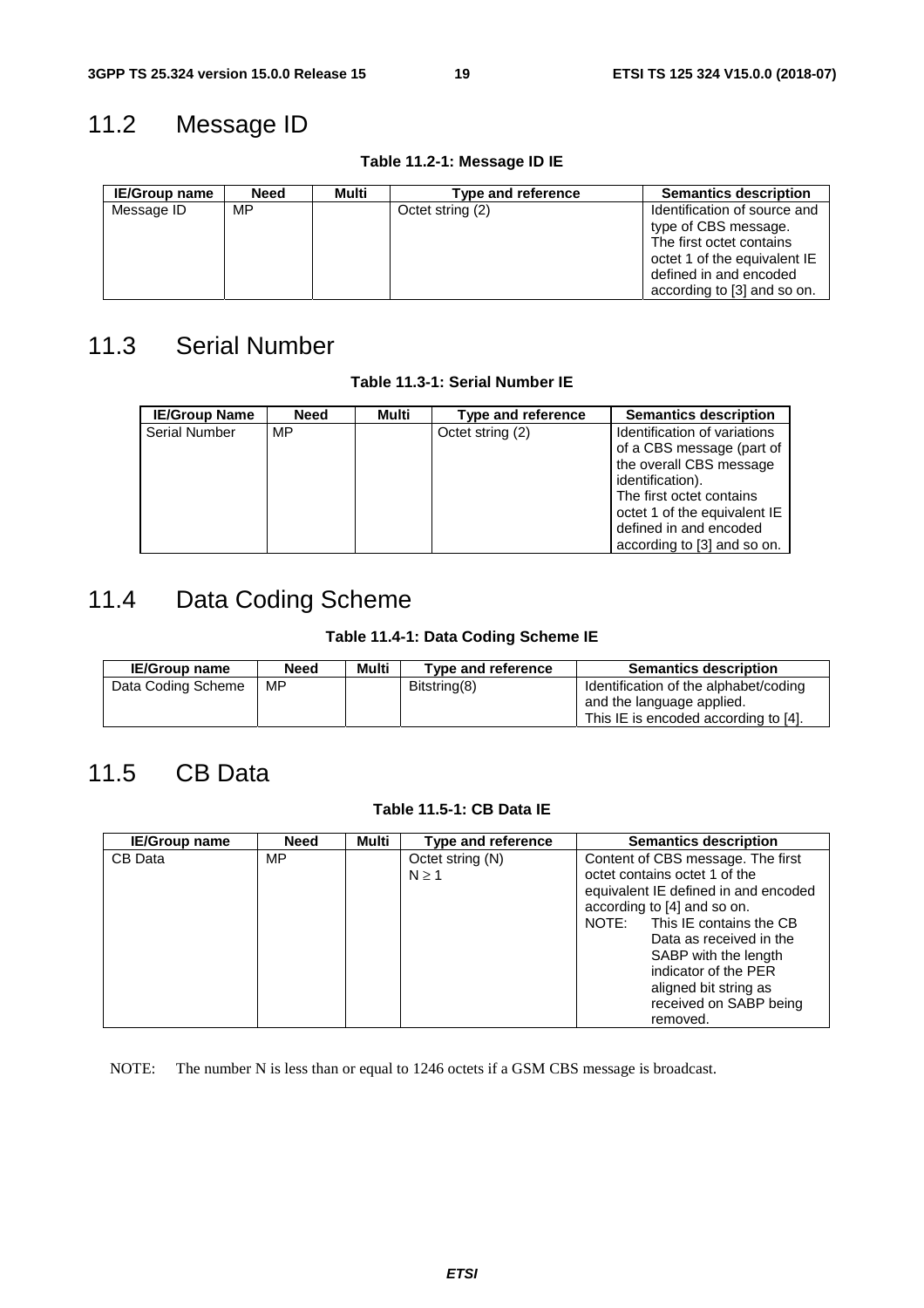## 11.2 Message ID

**Table 11.2-1: Message ID IE**

| IE/Group name | Need | Multi | Type and reference | Semantics description |
|---|---|---|---|---|
| Message ID | MP | | Octet string (2) | Identification of source and type of CBS message. The first octet contains octet 1 of the equivalent IE defined in and encoded according to [3] and so on. |

## 11.3 Serial Number

**Table 11.3-1: Serial Number IE**

| IE/Group Name | Need | Multi | Type and reference | Semantics description |
|---|---|---|---|---|
| Serial Number | MP | | Octet string (2) | Identification of variations of a CBS message (part of the overall CBS message identification). The first octet contains octet 1 of the equivalent IE defined in and encoded according to [3] and so on. |

## 11.4 Data Coding Scheme

**Table 11.4-1: Data Coding Scheme IE**

| IE/Group name | Need | Multi | Type and reference | Semantics description |
|---|---|---|---|---|
| Data Coding Scheme | MP | | Bitstring(8) | Identification of the alphabet/coding and the language applied. This IE is encoded according to [4]. |

## 11.5 CB Data

**Table 11.5-1: CB Data IE**

| IE/Group name | Need | Multi | Type and reference | Semantics description |
|---|---|---|---|---|
| CB Data | MP | | Octet string (N) $N \geq 1$ | Content of CBS message. The first octet contains octet 1 of the equivalent IE defined in and encoded according to [4] and so on. NOTE: This IE contains the CB Data as received in the SABP with the length indicator of the PER aligned bit string as received on SABP being removed. |

NOTE: The number N is less than or equal to 1246 octets if a GSM CBS message is broadcast.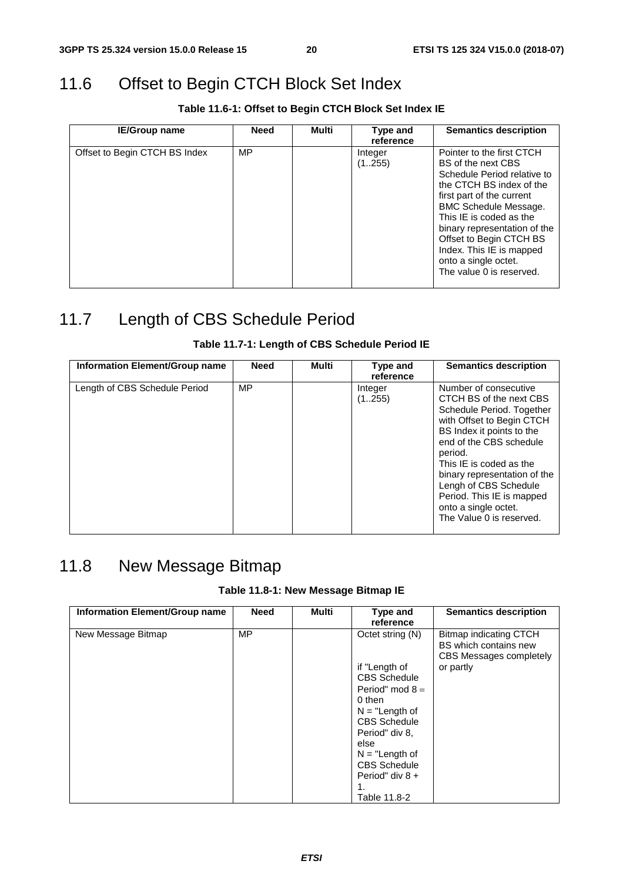## 11.6 Offset to Begin CTCH Block Set Index

**Table 11.6-1: Offset to Begin CTCH Block Set Index IE**

| IE/Group name | Need | Multi | Type and reference | Semantics description |
|---|---|---|---|---|
| Offset to Begin CTCH BS Index | MP | | Integer (1..255) | Pointer to the first CTCH BS of the next CBS Schedule Period relative to the CTCH BS index of the first part of the current BMC Schedule Message. This IE is coded as the binary representation of the Offset to Begin CTCH BS Index. This IE is mapped onto a single octet. The value 0 is reserved. |

## 11.7 Length of CBS Schedule Period

**Table 11.7-1: Length of CBS Schedule Period IE**

| Information Element/Group name | Need | Multi | Type and reference | Semantics description |
|---|---|---|---|---|
| Length of CBS Schedule Period | MP | | Integer (1..255) | Number of consecutive CTCH BS of the next CBS Schedule Period. Together with Offset to Begin CTCH BS Index it points to the end of the CBS schedule period. This IE is coded as the binary representation of the Lengh of CBS Schedule Period. This IE is mapped onto a single octet. The Value 0 is reserved. |

## 11.8 New Message Bitmap

**Table 11.8-1: New Message Bitmap IE**

| Information Element/Group name | Need | Multi | Type and reference | Semantics description |
|---|---|---|---|---|
| New Message Bitmap | MP | | Octet string (N)<br><br>if "Length of CBS Schedule Period" mod 8 = 0 then N = "Length of CBS Schedule Period" div 8, else N = "Length of CBS Schedule Period" div 8 + 1.<br>Table 11.8-2 | Bitmap indicating CTCH BS which contains new CBS Messages completely or partly |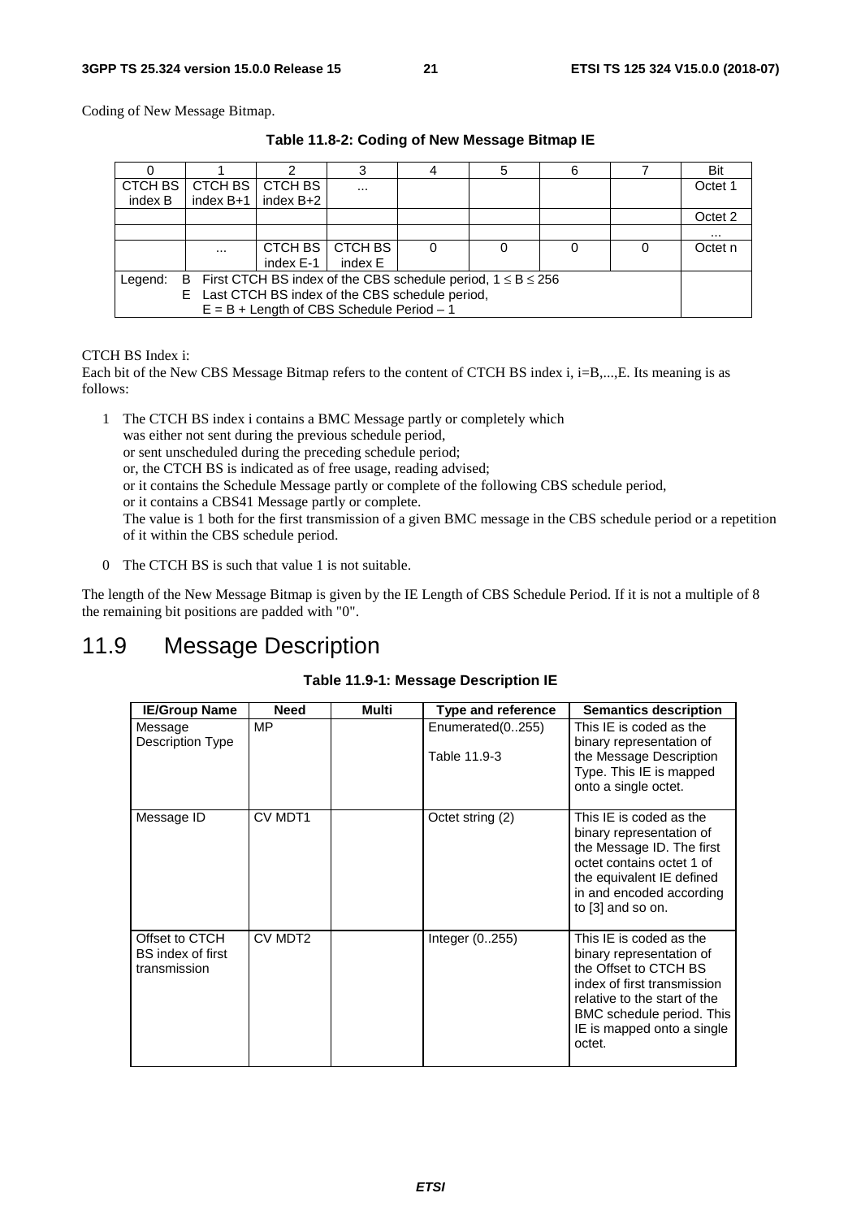Coding of New Message Bitmap.

**Table 11.8-2: Coding of New Message Bitmap IE**

| 0 | 1 | 2 | 3 | 4 | 5 | 6 | 7 | Bit |
|---|---|---|---|---|---|---|---|---|
| CTCH BS index B | CTCH BS index B+1 | CTCH BS index B+2 | ... | | | | | Octet 1 |
| | | | | | | | | Octet 2 |
| | | | | | | | | ... |
| | ... | CTCH BS index E-1 | CTCH BS index E | 0 | 0 | 0 | 0 | Octet n |
| Legend: B First CTCH BS index of the CBS schedule period, $1 \le B \le 256$ <br> E Last CTCH BS index of the CBS schedule period, <br> E = B + Length of CBS Schedule Period – 1 | | | | | | | | |

CTCH BS Index i:

Each bit of the New CBS Message Bitmap refers to the content of CTCH BS index i, i=B,...,E. Its meaning is as follows:

1 The CTCH BS index i contains a BMC Message partly or completely which
was either not sent during the previous schedule period,
or sent unscheduled during the preceding schedule period;
or, the CTCH BS is indicated as of free usage, reading advised;
or it contains the Schedule Message partly or complete of the following CBS schedule period,
or it contains a CBS41 Message partly or complete.
The value is 1 both for the first transmission of a given BMC message in the CBS schedule period or a repetition of it within the CBS schedule period.

0 The CTCH BS is such that value 1 is not suitable.

The length of the New Message Bitmap is given by the IE Length of CBS Schedule Period. If it is not a multiple of 8 the remaining bit positions are padded with "0".

# 11.9 Message Description

**Table 11.9-1: Message Description IE**

| IE/Group Name | Need | Multi | Type and reference | Semantics description |
|---|---|---|---|---|
| Message Description Type | MP | | Enumerated(0..255)<br><br>Table 11.9-3 | This IE is coded as the binary representation of the Message Description Type. This IE is mapped onto a single octet. |
| Message ID | CV MDT1 | | Octet string (2) | This IE is coded as the binary representation of the Message ID. The first octet contains octet 1 of the equivalent IE defined in and encoded according to [3] and so on. |
| Offset to CTCH BS index of first transmission | CV MDT2 | | Integer (0..255) | This IE is coded as the binary representation of the Offset to CTCH BS index of first transmission relative to the start of the BMC schedule period. This IE is mapped onto a single octet. |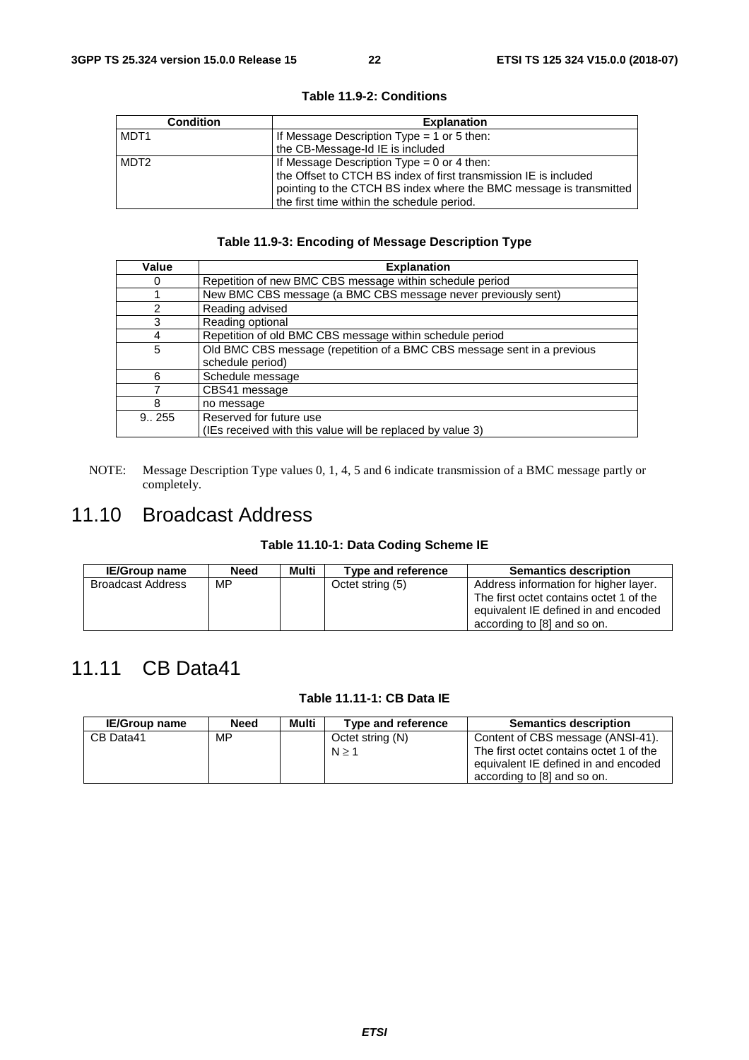**Table 11.9-2: Conditions**

| Condition | Explanation |
|---|---|
| MDT1 | If Message Description Type = 1 or 5 then: the CB-Message-Id IE is included |
| MDT2 | If Message Description Type = 0 or 4 then: the Offset to CTCH BS index of first transmission IE is included pointing to the CTCH BS index where the BMC message is transmitted the first time within the schedule period. |

**Table 11.9-3: Encoding of Message Description Type**

| Value | Explanation |
|---|---|
| 0 | Repetition of new BMC CBS message within schedule period |
| 1 | New BMC CBS message (a BMC CBS message never previously sent) |
| 2 | Reading advised |
| 3 | Reading optional |
| 4 | Repetition of old BMC CBS message within schedule period |
| 5 | Old BMC CBS message (repetition of a BMC CBS message sent in a previous schedule period) |
| 6 | Schedule message |
| 7 | CBS41 message |
| 8 | no message |
| 9.. 255 | Reserved for future use (IEs received with this value will be replaced by value 3) |

NOTE: Message Description Type values 0, 1, 4, 5 and 6 indicate transmission of a BMC message partly or completely.

# 11.10 Broadcast Address

**Table 11.10-1: Data Coding Scheme IE**

| IE/Group name | Need | Multi | Type and reference | Semantics description |
|---|---|---|---|---|
| Broadcast Address | MP | | Octet string (5) | Address information for higher layer. The first octet contains octet 1 of the equivalent IE defined in and encoded according to [8] and so on. |

# 11.11 CB Data41

**Table 11.11-1: CB Data IE**

| IE/Group name | Need | Multi | Type and reference | Semantics description |
|---|---|---|---|---|
| CB Data41 | MP | | Octet string (N) $N \geq 1$ | Content of CBS message (ANSI-41). The first octet contains octet 1 of the equivalent IE defined in and encoded according to [8] and so on. |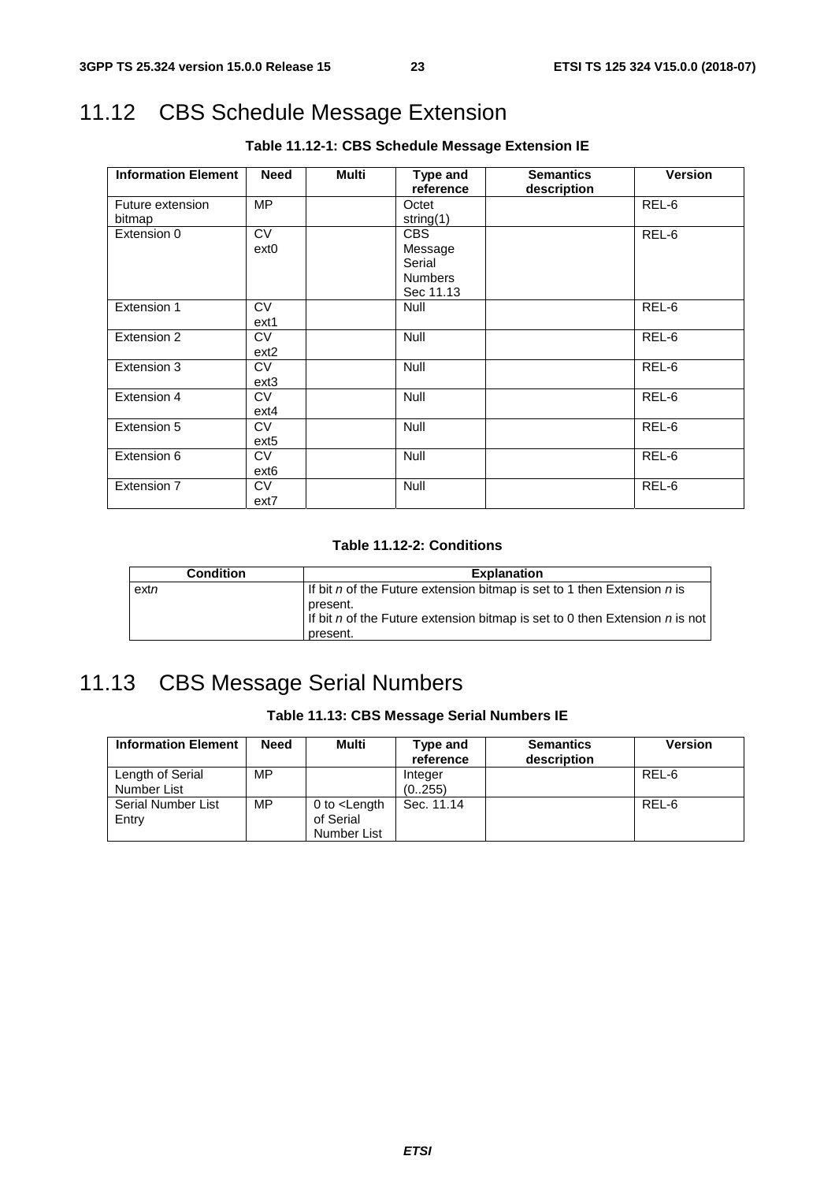## 11.12 CBS Schedule Message Extension

**Table 11.12-1: CBS Schedule Message Extension IE**

| Information Element | Need | Multi | Type and reference | Semantics description | Version |
|---|---|---|---|---|---|
| Future extension bitmap | MP | | Octet string(1) | | REL-6 |
| Extension 0 | CV ext0 | | CBS Message Serial Numbers Sec 11.13 | | REL-6 |
| Extension 1 | CV ext1 | | Null | | REL-6 |
| Extension 2 | CV ext2 | | Null | | REL-6 |
| Extension 3 | CV ext3 | | Null | | REL-6 |
| Extension 4 | CV ext4 | | Null | | REL-6 |
| Extension 5 | CV ext5 | | Null | | REL-6 |
| Extension 6 | CV ext6 | | Null | | REL-6 |
| Extension 7 | CV ext7 | | Null | | REL-6 |

**Table 11.12-2: Conditions**

| Condition | Explanation |
|---|---|
| ext*n* | If bit *n* of the Future extension bitmap is set to 1 then Extension *n* is present. If bit *n* of the Future extension bitmap is set to 0 then Extension *n* is not present. |

## 11.13 CBS Message Serial Numbers

**Table 11.13: CBS Message Serial Numbers IE**

| Information Element | Need | Multi | Type and reference | Semantics description | Version |
|---|---|---|---|---|---|
| Length of Serial Number List | MP | | Integer (0..255) | | REL-6 |
| Serial Number List Entry | MP | 0 to <Length of Serial Number List | Sec. 11.14 | | REL-6 |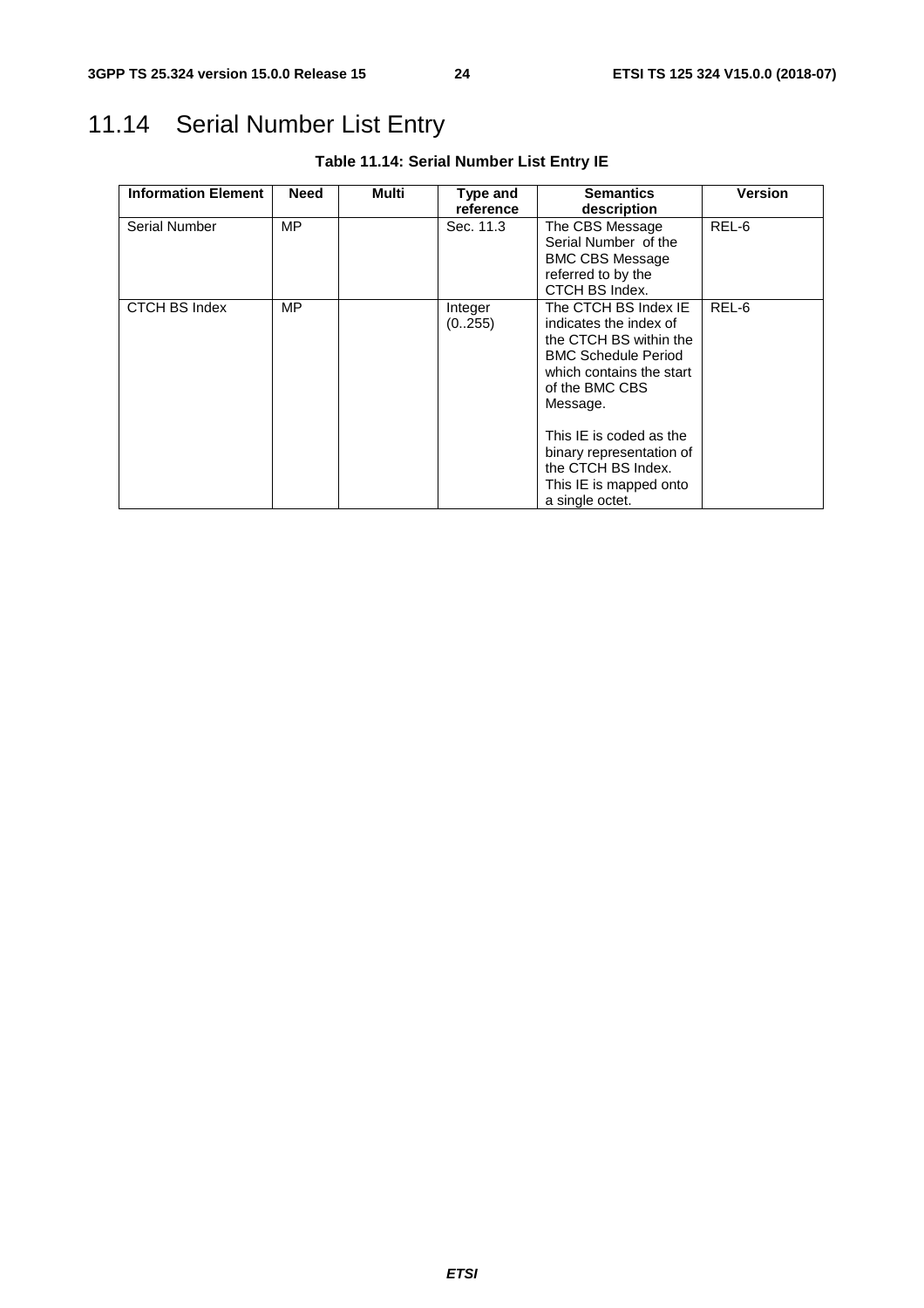# 11.14 Serial Number List Entry

**Table 11.14: Serial Number List Entry IE**

| Information Element | Need | Multi | Type and reference | Semantics description | Version |
|---|---|---|---|---|---|
| Serial Number | MP | | Sec. 11.3 | The CBS Message Serial Number of the BMC CBS Message referred to by the CTCH BS Index. | REL-6 |
| CTCH BS Index | MP | | Integer (0..255) | The CTCH BS Index IE indicates the index of the CTCH BS within the BMC Schedule Period which contains the start of the BMC CBS Message.<br><br>This IE is coded as the binary representation of the CTCH BS Index. This IE is mapped onto a single octet. | REL-6 |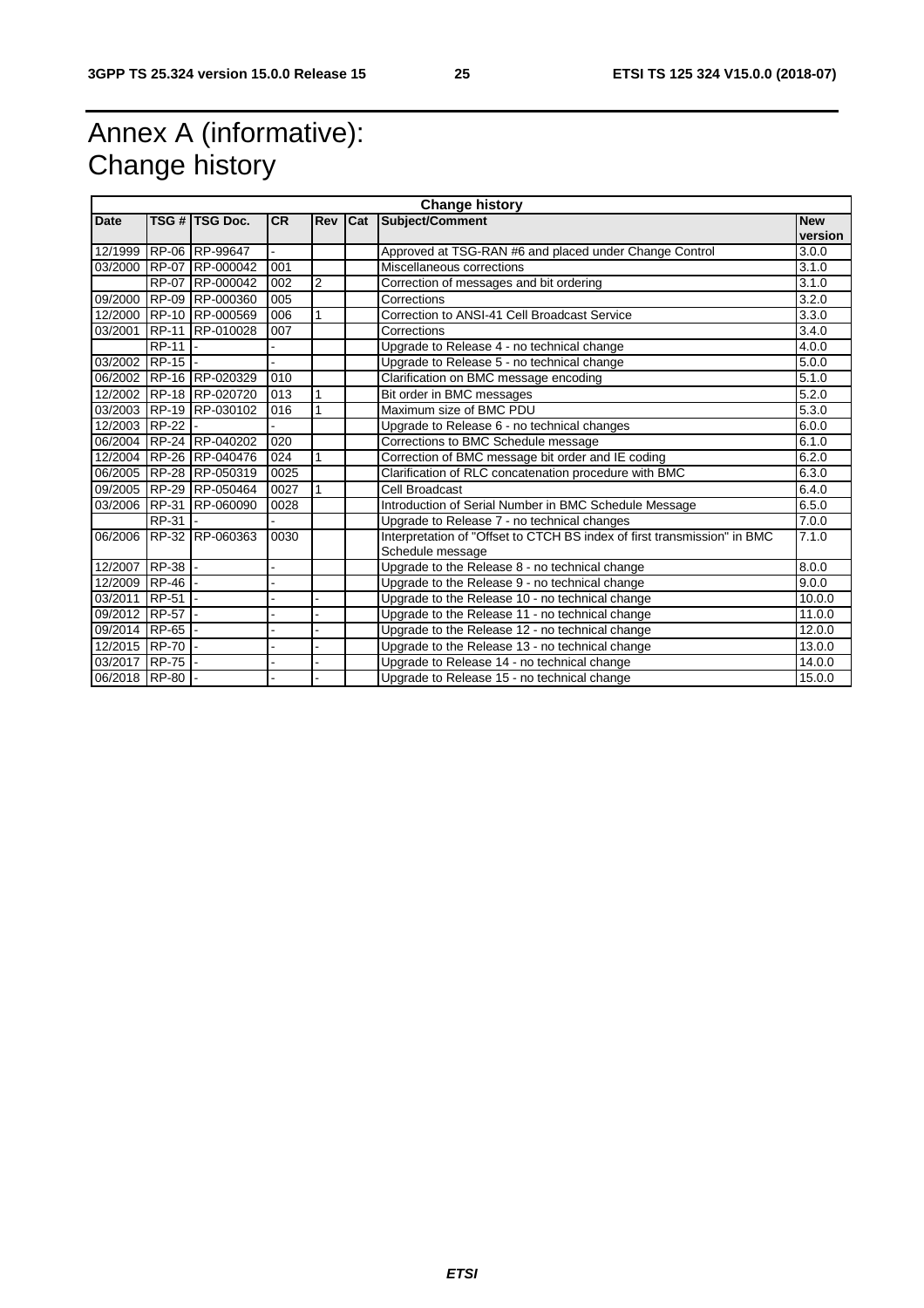# Annex A (informative): Change history

| Change history | | | | | | | |
|---|---|---|---|---|---|---|---|
| **Date** | **TSG #** | **TSG Doc.** | **CR** | **Rev** | **Cat** | **Subject/Comment** | **New version** |
| 12/1999 | RP-06 | RP-99647 | - | | | Approved at TSG-RAN #6 and placed under Change Control | 3.0.0 |
| 03/2000 | RP-07 | RP-000042 | 001 | | | Miscellaneous corrections | 3.1.0 |
| | RP-07 | RP-000042 | 002 | 2 | | Correction of messages and bit ordering | 3.1.0 |
| 09/2000 | RP-09 | RP-000360 | 005 | | | Corrections | 3.2.0 |
| 12/2000 | RP-10 | RP-000569 | 006 | 1 | | Correction to ANSI-41 Cell Broadcast Service | 3.3.0 |
| 03/2001 | RP-11 | RP-010028 | 007 | | | Corrections | 3.4.0 |
| | RP-11 | - | - | | | Upgrade to Release 4 - no technical change | 4.0.0 |
| 03/2002 | RP-15 | - | - | | | Upgrade to Release 5 - no technical change | 5.0.0 |
| 06/2002 | RP-16 | RP-020329 | 010 | | | Clarification on BMC message encoding | 5.1.0 |
| 12/2002 | RP-18 | RP-020720 | 013 | 1 | | Bit order in BMC messages | 5.2.0 |
| 03/2003 | RP-19 | RP-030102 | 016 | 1 | | Maximum size of BMC PDU | 5.3.0 |
| 12/2003 | RP-22 | - | - | | | Upgrade to Release 6 - no technical changes | 6.0.0 |
| 06/2004 | RP-24 | RP-040202 | 020 | | | Corrections to BMC Schedule message | 6.1.0 |
| 12/2004 | RP-26 | RP-040476 | 024 | 1 | | Correction of BMC message bit order and IE coding | 6.2.0 |
| 06/2005 | RP-28 | RP-050319 | 0025 | | | Clarification of RLC concatenation procedure with BMC | 6.3.0 |
| 09/2005 | RP-29 | RP-050464 | 0027 | 1 | | Cell Broadcast | 6.4.0 |
| 03/2006 | RP-31 | RP-060090 | 0028 | | | Introduction of Serial Number in BMC Schedule Message | 6.5.0 |
| | RP-31 | - | - | | | Upgrade to Release 7 - no technical changes | 7.0.0 |
| 06/2006 | RP-32 | RP-060363 | 0030 | | | Interpretation of "Offset to CTCH BS index of first transmission" in BMC Schedule message | 7.1.0 |
| 12/2007 | RP-38 | - | - | | | Upgrade to the Release 8 - no technical change | 8.0.0 |
| 12/2009 | RP-46 | - | - | | | Upgrade to the Release 9 - no technical change | 9.0.0 |
| 03/2011 | RP-51 | - | - | - | | Upgrade to the Release 10 - no technical change | 10.0.0 |
| 09/2012 | RP-57 | - | - | - | | Upgrade to the Release 11 - no technical change | 11.0.0 |
| 09/2014 | RP-65 | - | - | - | | Upgrade to the Release 12 - no technical change | 12.0.0 |
| 12/2015 | RP-70 | - | - | - | | Upgrade to the Release 13 - no technical change | 13.0.0 |
| 03/2017 | RP-75 | - | - | - | | Upgrade to Release 14 - no technical change | 14.0.0 |
| 06/2018 | RP-80 | - | - | - | | Upgrade to Release 15 - no technical change | 15.0.0 |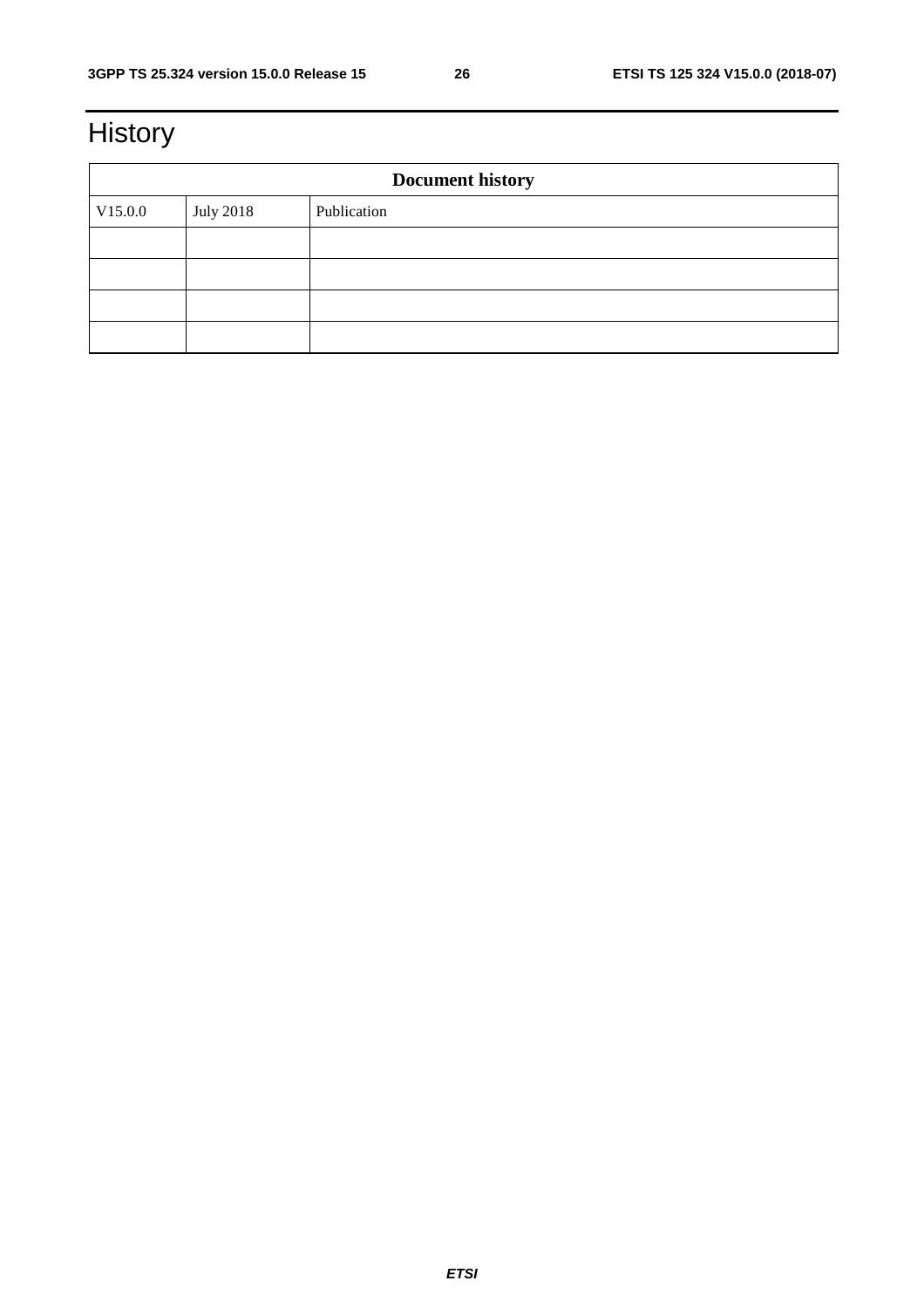# History

| Document history | | |
|---|---|---|
| V15.0.0 | July 2018 | Publication |
| | | |
| | | |
| | | |
| | | |